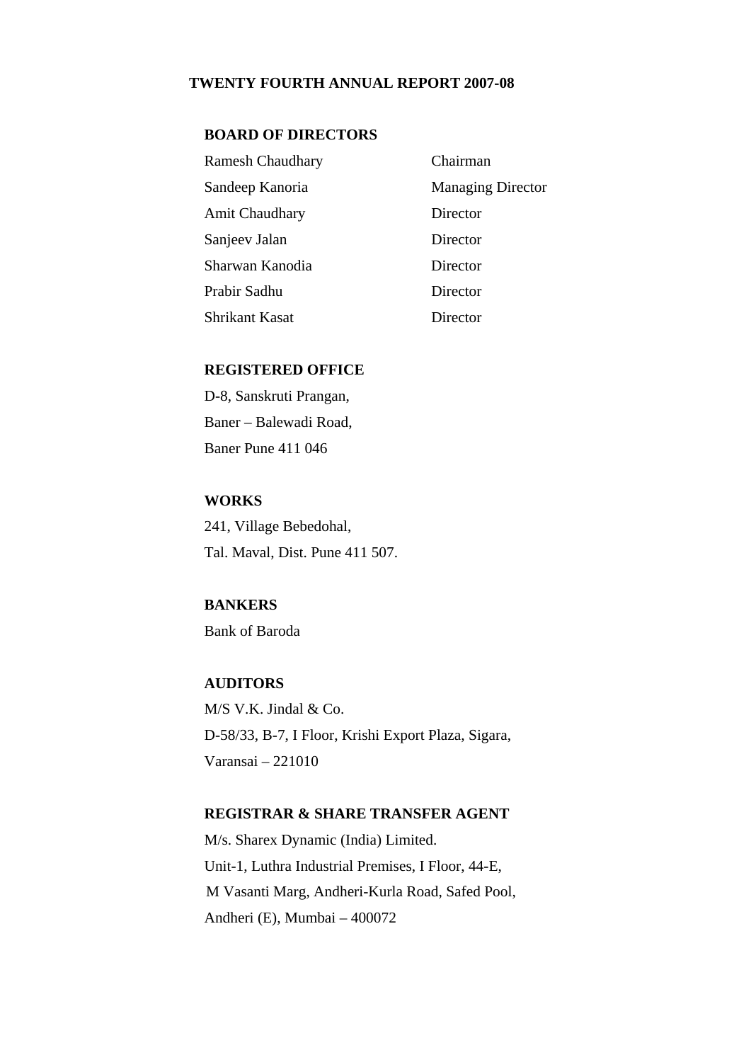# TWENTY FOURTH ANNUAL REPORT 2007-08

## BOARD OF DIRECTORS

| | |
|---|---|
| Ramesh Chaudhary | Chairman |
| Sandeep Kanoria | Managing Director |
| Amit Chaudhary | Director |
| Sanjeev Jalan | Director |
| Sharwan Kanodia | Director |
| Prabir Sadhu | Director |
| Shrikant Kasat | Director |

## REGISTERED OFFICE

D-8, Sanskruti Prangan,
Baner – Balewadi Road,
Baner Pune 411 046

## WORKS

241, Village Bebedohal,
Tal. Maval, Dist. Pune 411 507.

## BANKERS

Bank of Baroda

## AUDITORS

M/S V.K. Jindal & Co.
D-58/33, B-7, I Floor, Krishi Export Plaza, Sigara,
Varansai – 221010

## REGISTRAR & SHARE TRANSFER AGENT

M/s. Sharex Dynamic (India) Limited.
Unit-1, Luthra Industrial Premises, I Floor, 44-E,
M Vasanti Marg, Andheri-Kurla Road, Safed Pool,
Andheri (E), Mumbai – 400072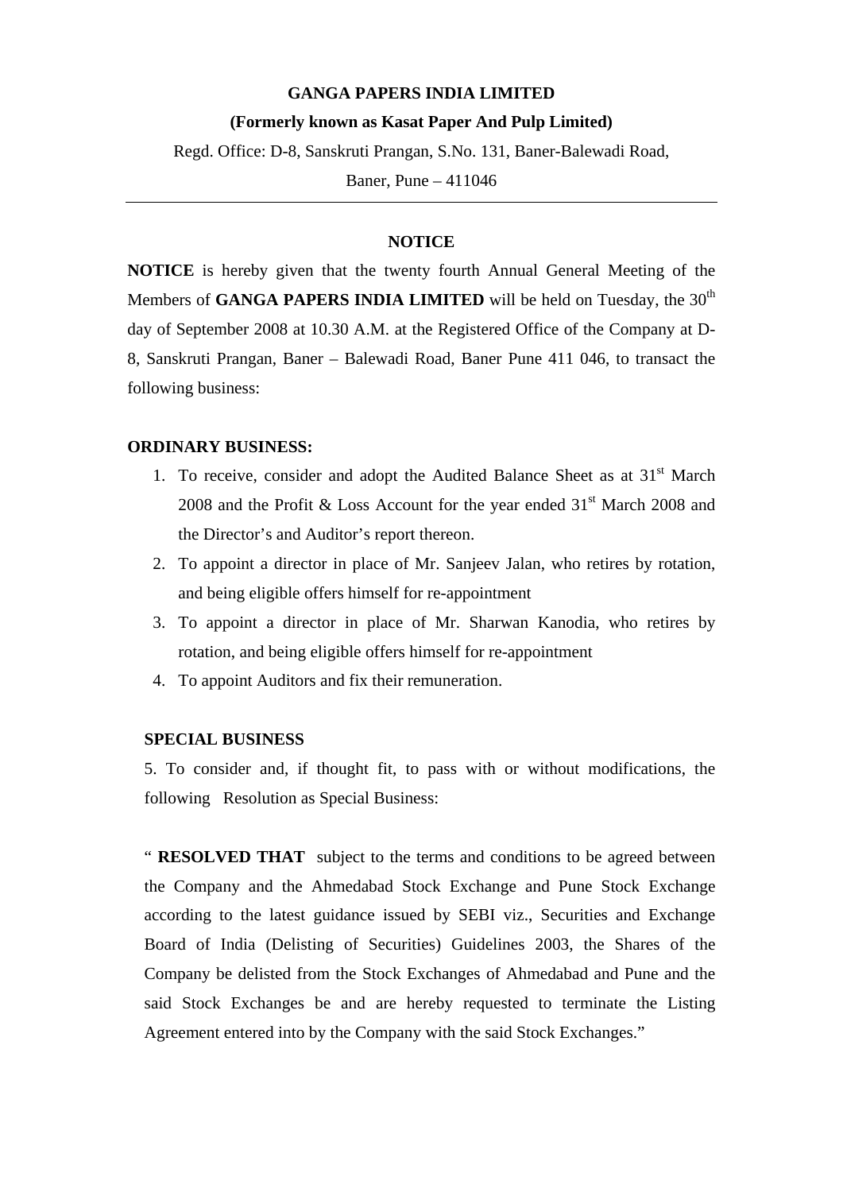**GANGA PAPERS INDIA LIMITED**

**(Formerly known as Kasat Paper And Pulp Limited)**

Regd. Office: D-8, Sanskruti Prangan, S.No. 131, Baner-Balewadi Road,

Baner, Pune – 411046

---

## NOTICE

**NOTICE** is hereby given that the twenty fourth Annual General Meeting of the Members of **GANGA PAPERS INDIA LIMITED** will be held on Tuesday, the 30th day of September 2008 at 10.30 A.M. at the Registered Office of the Company at D-8, Sanskruti Prangan, Baner – Balewadi Road, Baner Pune 411 046, to transact the following business:

**ORDINARY BUSINESS:**

1. To receive, consider and adopt the Audited Balance Sheet as at 31st March 2008 and the Profit & Loss Account for the year ended 31st March 2008 and the Director's and Auditor's report thereon.
2. To appoint a director in place of Mr. Sanjeev Jalan, who retires by rotation, and being eligible offers himself for re-appointment
3. To appoint a director in place of Mr. Sharwan Kanodia, who retires by rotation, and being eligible offers himself for re-appointment
4. To appoint Auditors and fix their remuneration.

**SPECIAL BUSINESS**

5. To consider and, if thought fit, to pass with or without modifications, the following Resolution as Special Business:

" **RESOLVED THAT** subject to the terms and conditions to be agreed between the Company and the Ahmedabad Stock Exchange and Pune Stock Exchange according to the latest guidance issued by SEBI viz., Securities and Exchange Board of India (Delisting of Securities) Guidelines 2003, the Shares of the Company be delisted from the Stock Exchanges of Ahmedabad and Pune and the said Stock Exchanges be and are hereby requested to terminate the Listing Agreement entered into by the Company with the said Stock Exchanges."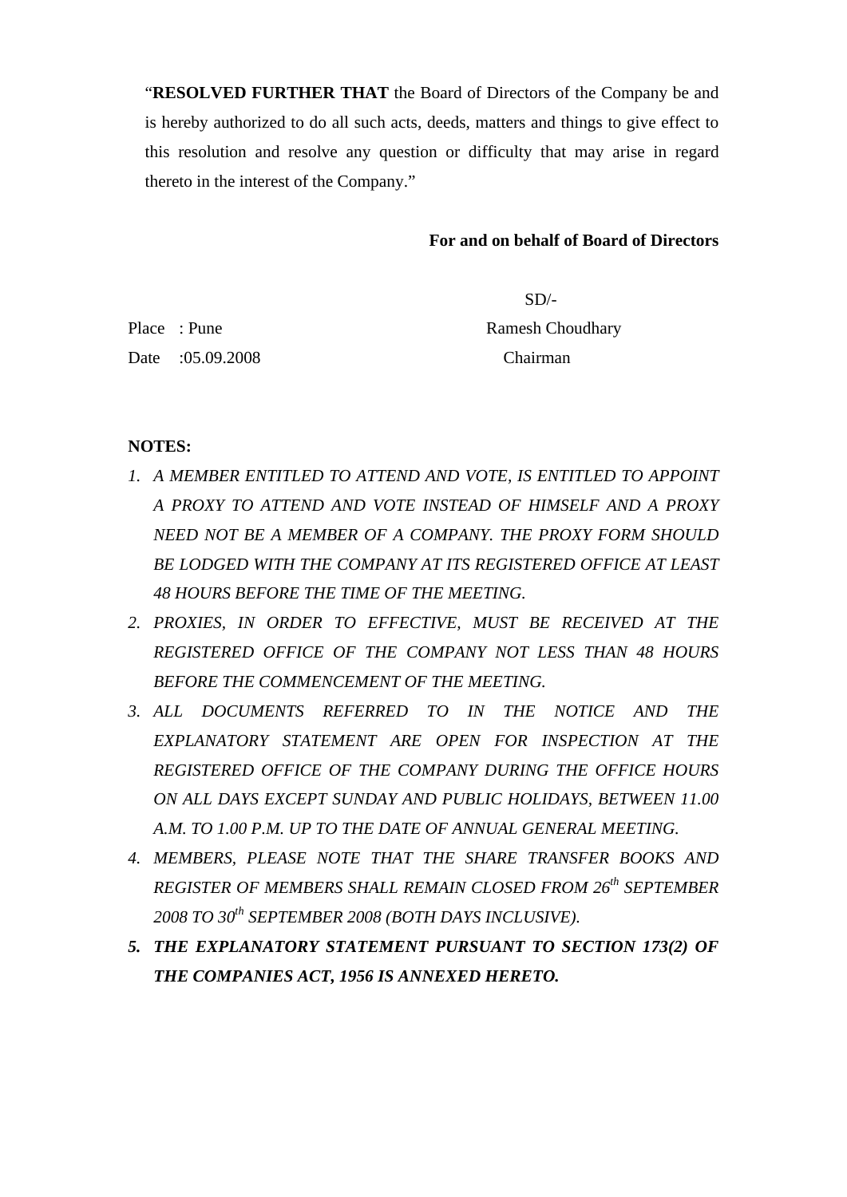"**RESOLVED FURTHER THAT** the Board of Directors of the Company be and is hereby authorized to do all such acts, deeds, matters and things to give effect to this resolution and resolve any question or difficulty that may arise in regard thereto in the interest of the Company."

**For and on behalf of Board of Directors**

SD/-

Place : Pune

Ramesh Choudhary

Date :05.09.2008

Chairman

**NOTES:**

1. *A MEMBER ENTITLED TO ATTEND AND VOTE, IS ENTITLED TO APPOINT A PROXY TO ATTEND AND VOTE INSTEAD OF HIMSELF AND A PROXY NEED NOT BE A MEMBER OF A COMPANY. THE PROXY FORM SHOULD BE LODGED WITH THE COMPANY AT ITS REGISTERED OFFICE AT LEAST 48 HOURS BEFORE THE TIME OF THE MEETING.*
2. *PROXIES, IN ORDER TO EFFECTIVE, MUST BE RECEIVED AT THE REGISTERED OFFICE OF THE COMPANY NOT LESS THAN 48 HOURS BEFORE THE COMMENCEMENT OF THE MEETING.*
3. *ALL DOCUMENTS REFERRED TO IN THE NOTICE AND THE EXPLANATORY STATEMENT ARE OPEN FOR INSPECTION AT THE REGISTERED OFFICE OF THE COMPANY DURING THE OFFICE HOURS ON ALL DAYS EXCEPT SUNDAY AND PUBLIC HOLIDAYS, BETWEEN 11.00 A.M. TO 1.00 P.M. UP TO THE DATE OF ANNUAL GENERAL MEETING.*
4. *MEMBERS, PLEASE NOTE THAT THE SHARE TRANSFER BOOKS AND REGISTER OF MEMBERS SHALL REMAIN CLOSED FROM 26th SEPTEMBER 2008 TO 30th SEPTEMBER 2008 (BOTH DAYS INCLUSIVE).*
5. ***THE EXPLANATORY STATEMENT PURSUANT TO SECTION 173(2) OF THE COMPANIES ACT, 1956 IS ANNEXED HERETO.***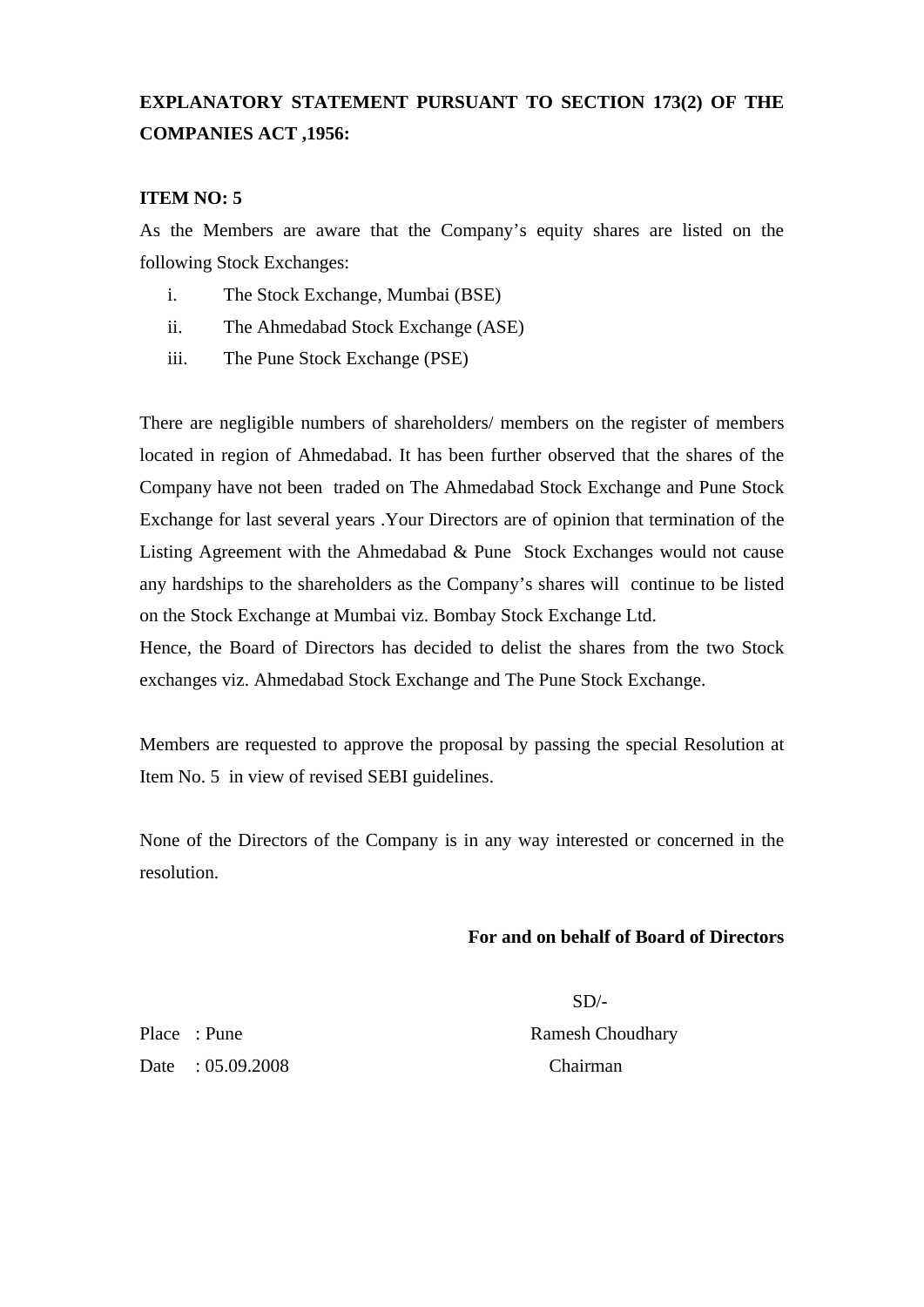**EXPLANATORY STATEMENT PURSUANT TO SECTION 173(2) OF THE COMPANIES ACT ,1956:**

**ITEM NO: 5**

As the Members are aware that the Company's equity shares are listed on the following Stock Exchanges:

i. The Stock Exchange, Mumbai (BSE)
ii. The Ahmedabad Stock Exchange (ASE)
iii. The Pune Stock Exchange (PSE)

There are negligible numbers of shareholders/ members on the register of members located in region of Ahmedabad. It has been further observed that the shares of the Company have not been traded on The Ahmedabad Stock Exchange and Pune Stock Exchange for last several years .Your Directors are of opinion that termination of the Listing Agreement with the Ahmedabad & Pune Stock Exchanges would not cause any hardships to the shareholders as the Company's shares will continue to be listed on the Stock Exchange at Mumbai viz. Bombay Stock Exchange Ltd.

Hence, the Board of Directors has decided to delist the shares from the two Stock exchanges viz. Ahmedabad Stock Exchange and The Pune Stock Exchange.

Members are requested to approve the proposal by passing the special Resolution at Item No. 5 in view of revised SEBI guidelines.

None of the Directors of the Company is in any way interested or concerned in the resolution.

**For and on behalf of Board of Directors**

SD/-

Place : Pune

Date : 05.09.2008

Ramesh Choudhary

Chairman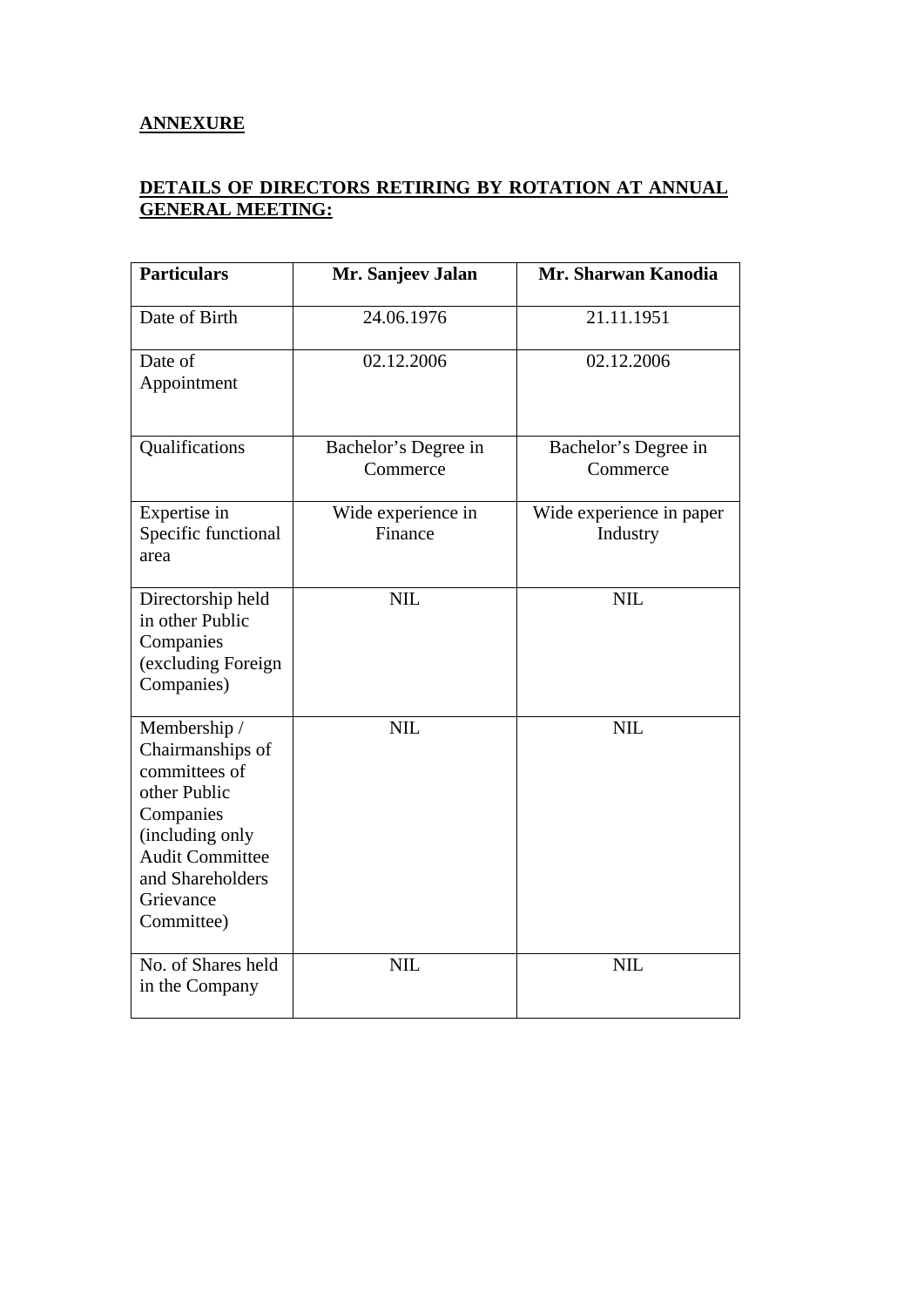**ANNEXURE**

**DETAILS OF DIRECTORS RETIRING BY ROTATION AT ANNUAL GENERAL MEETING:**

| **Particulars** | **Mr. Sanjeev Jalan** | **Mr. Sharwan Kanodia** |
|---|---|---|
| Date of Birth | 24.06.1976 | 21.11.1951 |
| Date of Appointment | 02.12.2006 | 02.12.2006 |
| Qualifications | Bachelor's Degree in Commerce | Bachelor's Degree in Commerce |
| Expertise in Specific functional area | Wide experience in Finance | Wide experience in paper Industry |
| Directorship held in other Public Companies (excluding Foreign Companies) | NIL | NIL |
| Membership / Chairmanships of committees of other Public Companies (including only Audit Committee and Shareholders Grievance Committee) | NIL | NIL |
| No. of Shares held in the Company | NIL | NIL |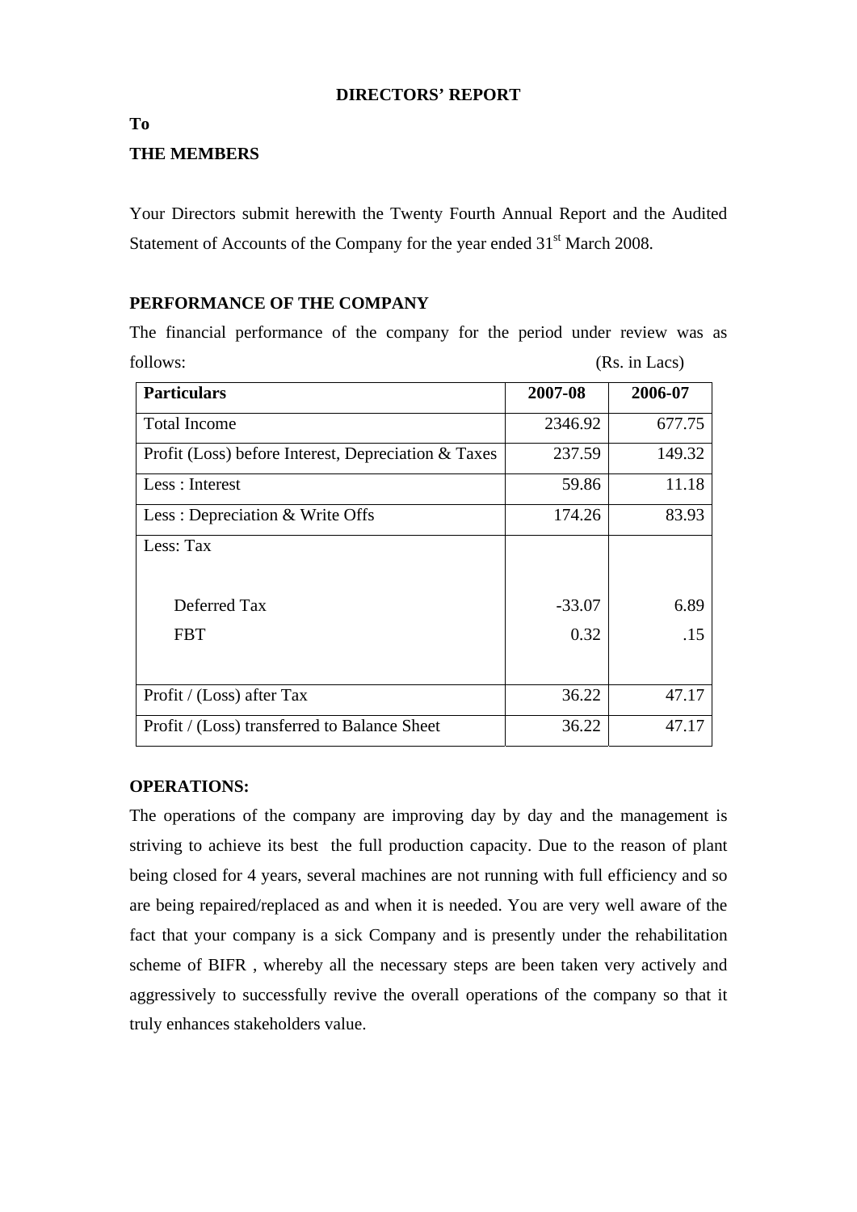# DIRECTORS' REPORT

**To**

**THE MEMBERS**

Your Directors submit herewith the Twenty Fourth Annual Report and the Audited Statement of Accounts of the Company for the year ended 31st March 2008.

## PERFORMANCE OF THE COMPANY

The financial performance of the company for the period under review was as follows: (Rs. in Lacs)

| Particulars | 2007-08 | 2006-07 |
|---|---|---|
| Total Income | 2346.92 | 677.75 |
| Profit (Loss) before Interest, Depreciation & Taxes | 237.59 | 149.32 |
| Less : Interest | 59.86 | 11.18 |
| Less : Depreciation & Write Offs | 174.26 | 83.93 |
| Less: Tax | | |
| Deferred Tax | -33.07 | 6.89 |
| FBT | 0.32 | .15 |
| Profit / (Loss) after Tax | 36.22 | 47.17 |
| Profit / (Loss) transferred to Balance Sheet | 36.22 | 47.17 |

## OPERATIONS:

The operations of the company are improving day by day and the management is striving to achieve its best the full production capacity. Due to the reason of plant being closed for 4 years, several machines are not running with full efficiency and so are being repaired/replaced as and when it is needed. You are very well aware of the fact that your company is a sick Company and is presently under the rehabilitation scheme of BIFR , whereby all the necessary steps are been taken very actively and aggressively to successfully revive the overall operations of the company so that it truly enhances stakeholders value.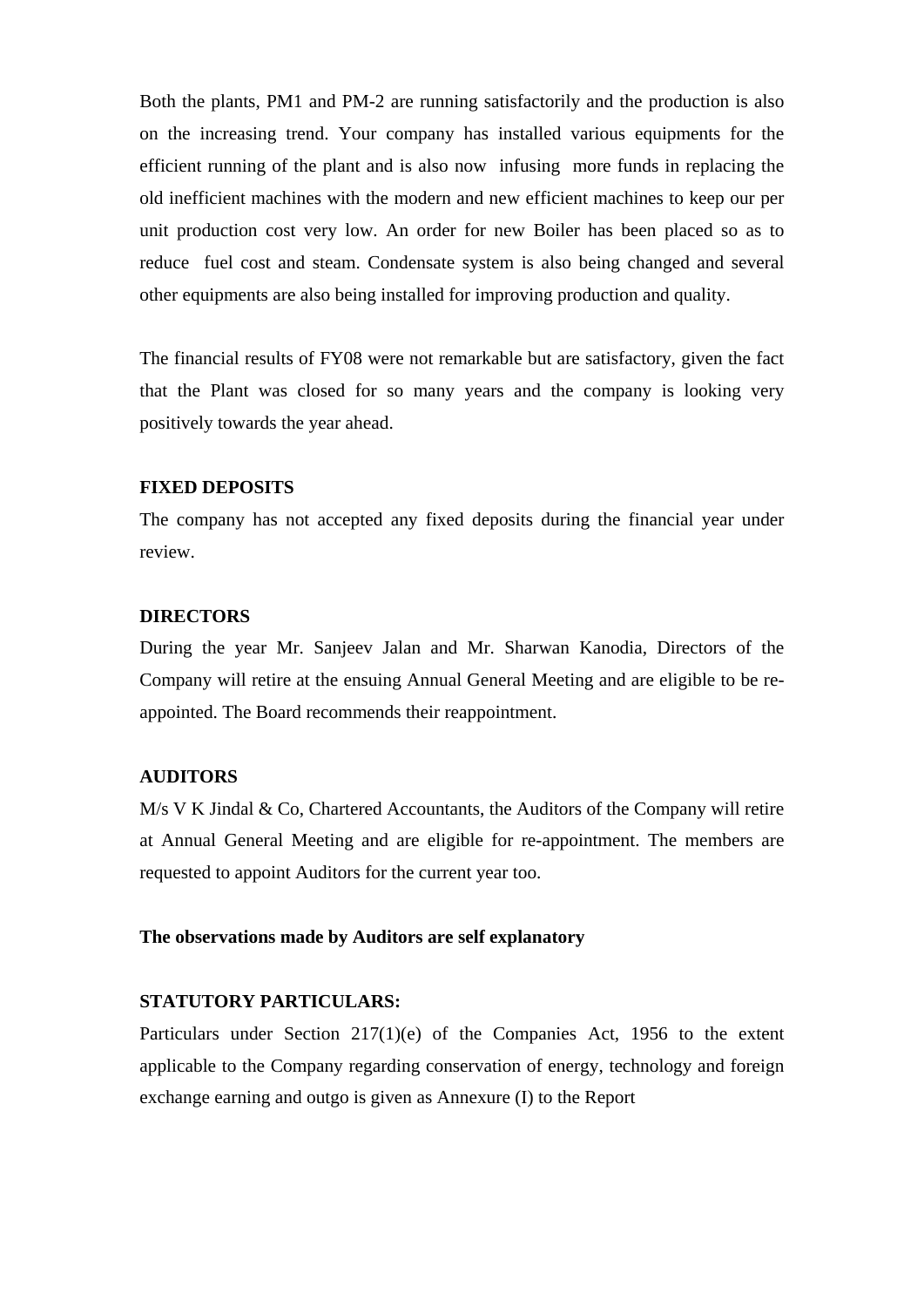Both the plants, PM1 and PM-2 are running satisfactorily and the production is also on the increasing trend. Your company has installed various equipments for the efficient running of the plant and is also now infusing more funds in replacing the old inefficient machines with the modern and new efficient machines to keep our per unit production cost very low. An order for new Boiler has been placed so as to reduce fuel cost and steam. Condensate system is also being changed and several other equipments are also being installed for improving production and quality.

The financial results of FY08 were not remarkable but are satisfactory, given the fact that the Plant was closed for so many years and the company is looking very positively towards the year ahead.

**FIXED DEPOSITS**

The company has not accepted any fixed deposits during the financial year under review.

**DIRECTORS**

During the year Mr. Sanjeev Jalan and Mr. Sharwan Kanodia, Directors of the Company will retire at the ensuing Annual General Meeting and are eligible to be re-appointed. The Board recommends their reappointment.

**AUDITORS**

M/s V K Jindal & Co, Chartered Accountants, the Auditors of the Company will retire at Annual General Meeting and are eligible for re-appointment. The members are requested to appoint Auditors for the current year too.

**The observations made by Auditors are self explanatory**

**STATUTORY PARTICULARS:**

Particulars under Section 217(1)(e) of the Companies Act, 1956 to the extent applicable to the Company regarding conservation of energy, technology and foreign exchange earning and outgo is given as Annexure (I) to the Report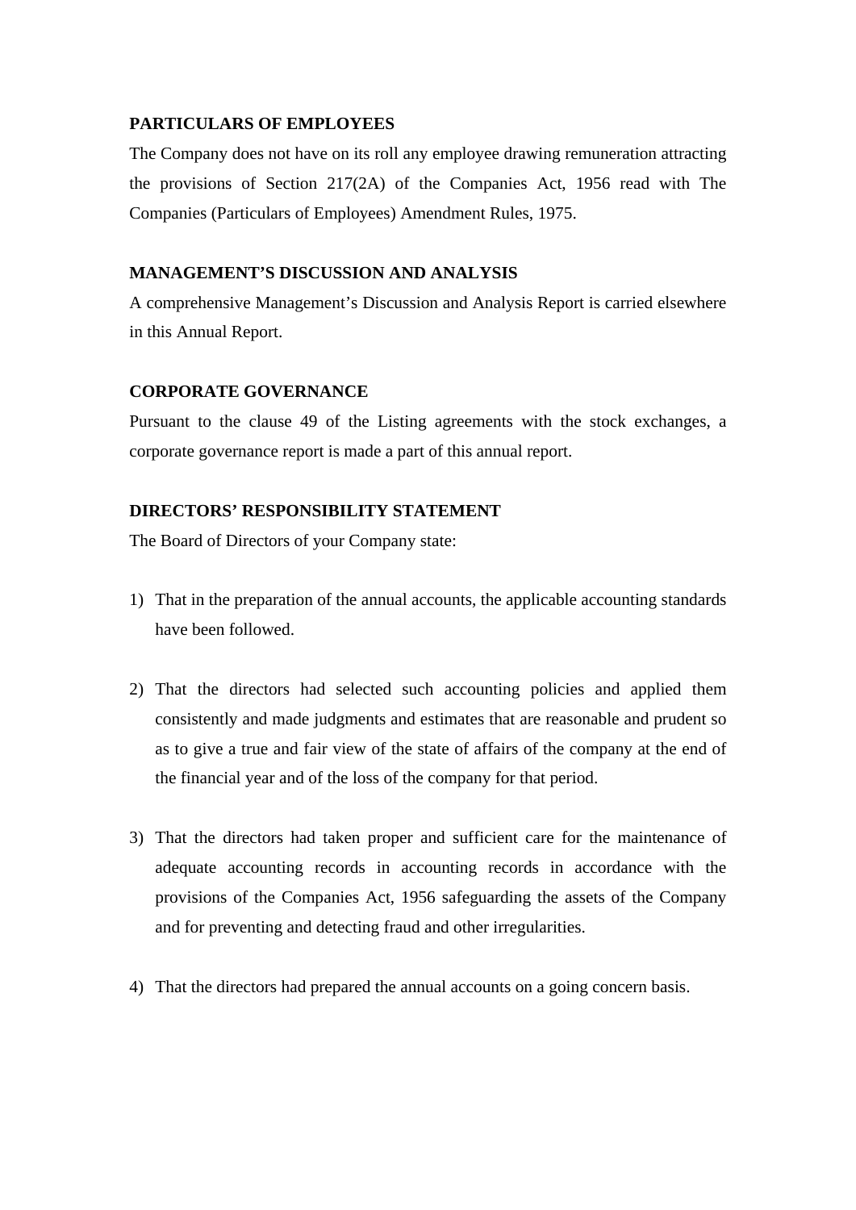**PARTICULARS OF EMPLOYEES**

The Company does not have on its roll any employee drawing remuneration attracting the provisions of Section 217(2A) of the Companies Act, 1956 read with The Companies (Particulars of Employees) Amendment Rules, 1975.

**MANAGEMENT'S DISCUSSION AND ANALYSIS**

A comprehensive Management's Discussion and Analysis Report is carried elsewhere in this Annual Report.

**CORPORATE GOVERNANCE**

Pursuant to the clause 49 of the Listing agreements with the stock exchanges, a corporate governance report is made a part of this annual report.

**DIRECTORS' RESPONSIBILITY STATEMENT**

The Board of Directors of your Company state:

1) That in the preparation of the annual accounts, the applicable accounting standards have been followed.

2) That the directors had selected such accounting policies and applied them consistently and made judgments and estimates that are reasonable and prudent so as to give a true and fair view of the state of affairs of the company at the end of the financial year and of the loss of the company for that period.

3) That the directors had taken proper and sufficient care for the maintenance of adequate accounting records in accounting records in accordance with the provisions of the Companies Act, 1956 safeguarding the assets of the Company and for preventing and detecting fraud and other irregularities.

4) That the directors had prepared the annual accounts on a going concern basis.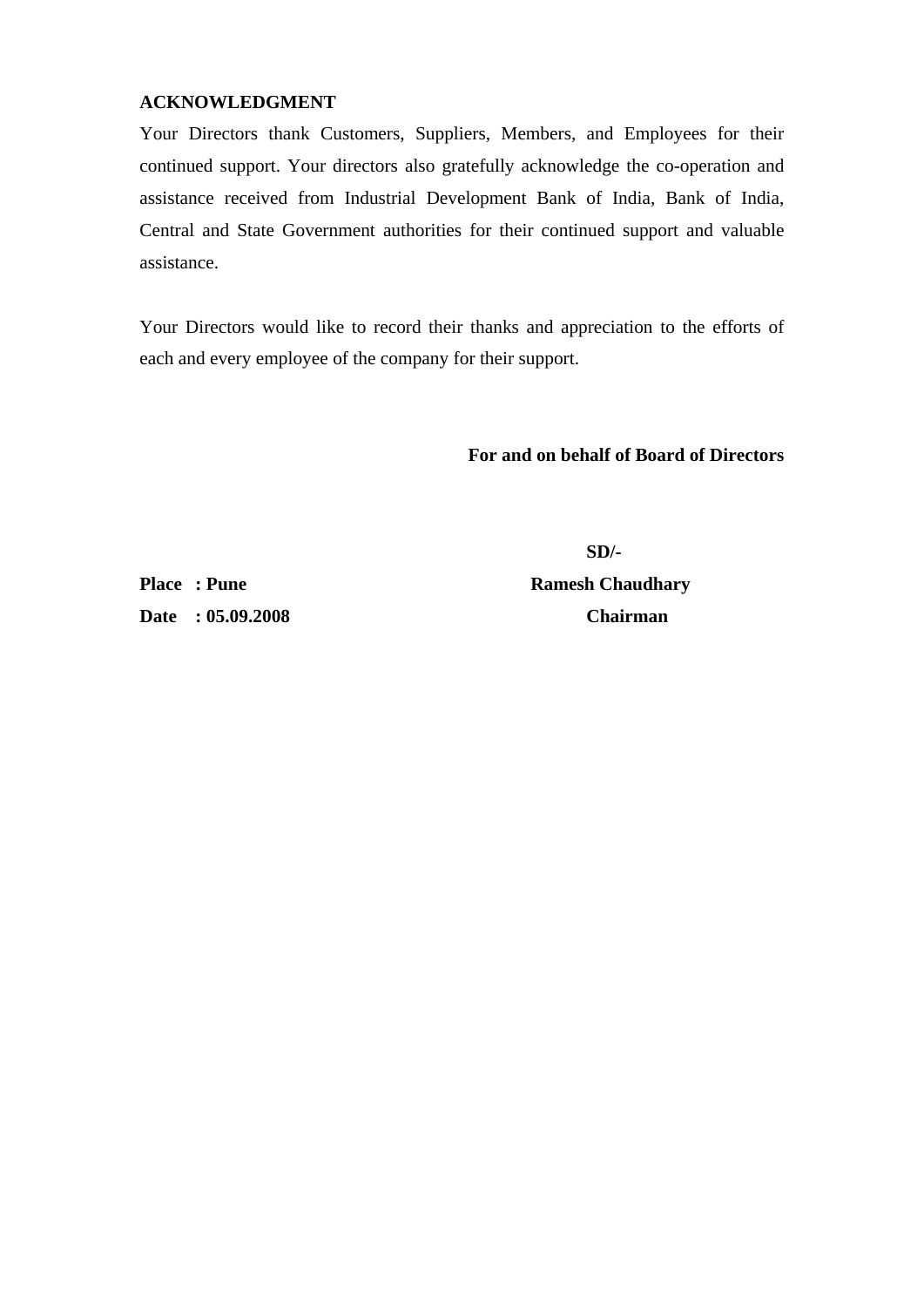**ACKNOWLEDGMENT**

Your Directors thank Customers, Suppliers, Members, and Employees for their continued support. Your directors also gratefully acknowledge the co-operation and assistance received from Industrial Development Bank of India, Bank of India, Central and State Government authorities for their continued support and valuable assistance.

Your Directors would like to record their thanks and appreciation to the efforts of each and every employee of the company for their support.

**For and on behalf of Board of Directors**

**SD/-**

**Place : Pune** **Ramesh Chaudhary**

**Date : 05.09.2008** **Chairman**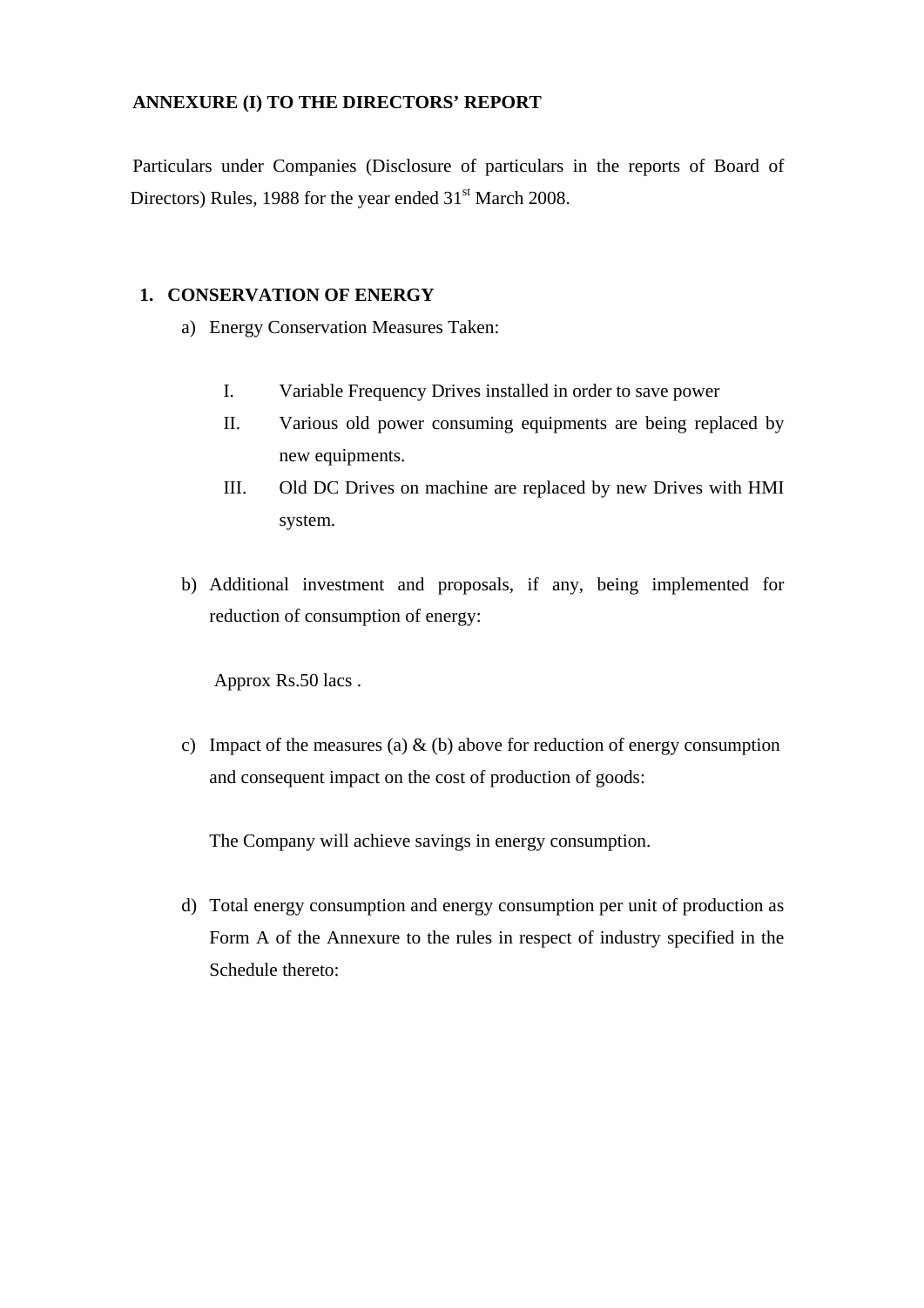**ANNEXURE (I) TO THE DIRECTORS' REPORT**

Particulars under Companies (Disclosure of particulars in the reports of Board of Directors) Rules, 1988 for the year ended 31st March 2008.

**1. CONSERVATION OF ENERGY**

a) Energy Conservation Measures Taken:

I. Variable Frequency Drives installed in order to save power

II. Various old power consuming equipments are being replaced by new equipments.

III. Old DC Drives on machine are replaced by new Drives with HMI system.

b) Additional investment and proposals, if any, being implemented for reduction of consumption of energy:

Approx Rs.50 lacs .

c) Impact of the measures (a) & (b) above for reduction of energy consumption and consequent impact on the cost of production of goods:

The Company will achieve savings in energy consumption.

d) Total energy consumption and energy consumption per unit of production as Form A of the Annexure to the rules in respect of industry specified in the Schedule thereto: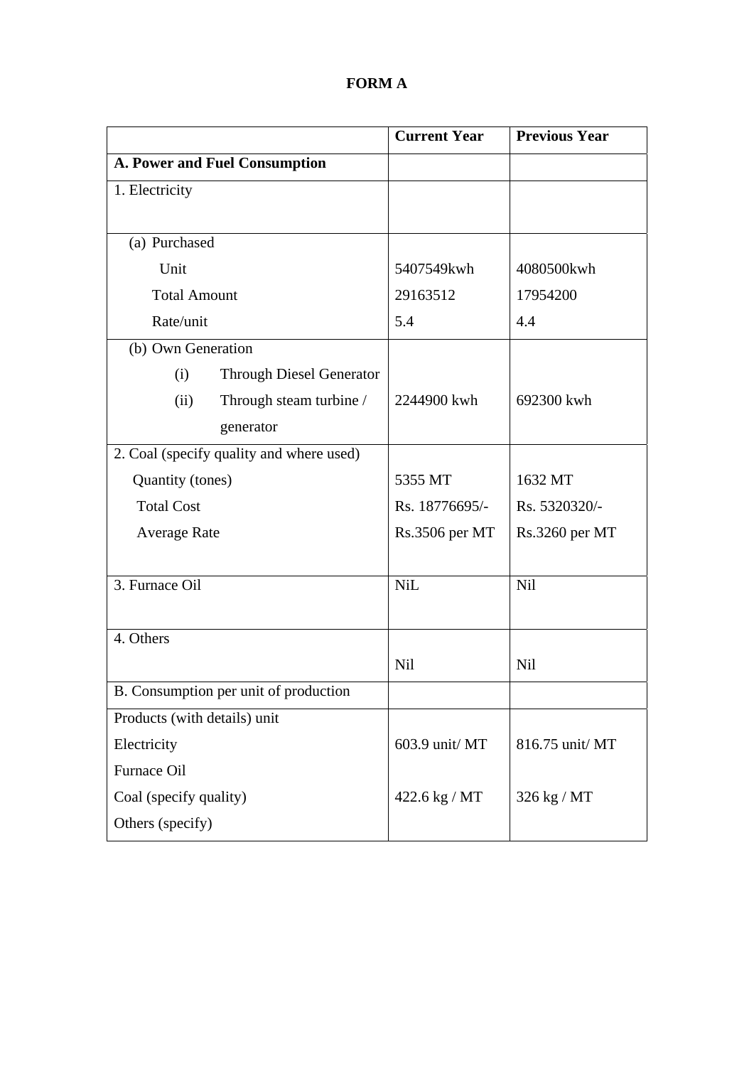# FORM A

| | Current Year | Previous Year |
|---|---|---|
| **A. Power and Fuel Consumption** | | |
| 1. Electricity | | |
| (a) Purchased | | |
| Unit | 5407549kwh | 4080500kwh |
| Total Amount | 29163512 | 17954200 |
| Rate/unit | 5.4 | 4.4 |
| (b) Own Generation | | |
| (i) Through Diesel Generator | | |
| (ii) Through steam turbine / generator | 2244900 kwh | 692300 kwh |
| 2. Coal (specify quality and where used) | | |
| Quantity (tones) | 5355 MT | 1632 MT |
| Total Cost | Rs. 18776695/- | Rs. 5320320/- |
| Average Rate | Rs.3506 per MT | Rs.3260 per MT |
| 3. Furnace Oil | NiL | Nil |
| 4. Others | Nil | Nil |
| B. Consumption per unit of production | | |
| Products (with details) unit | | |
| Electricity | 603.9 unit/ MT | 816.75 unit/ MT |
| Furnace Oil | | |
| Coal (specify quality) | 422.6 kg / MT | 326 kg / MT |
| Others (specify) | | |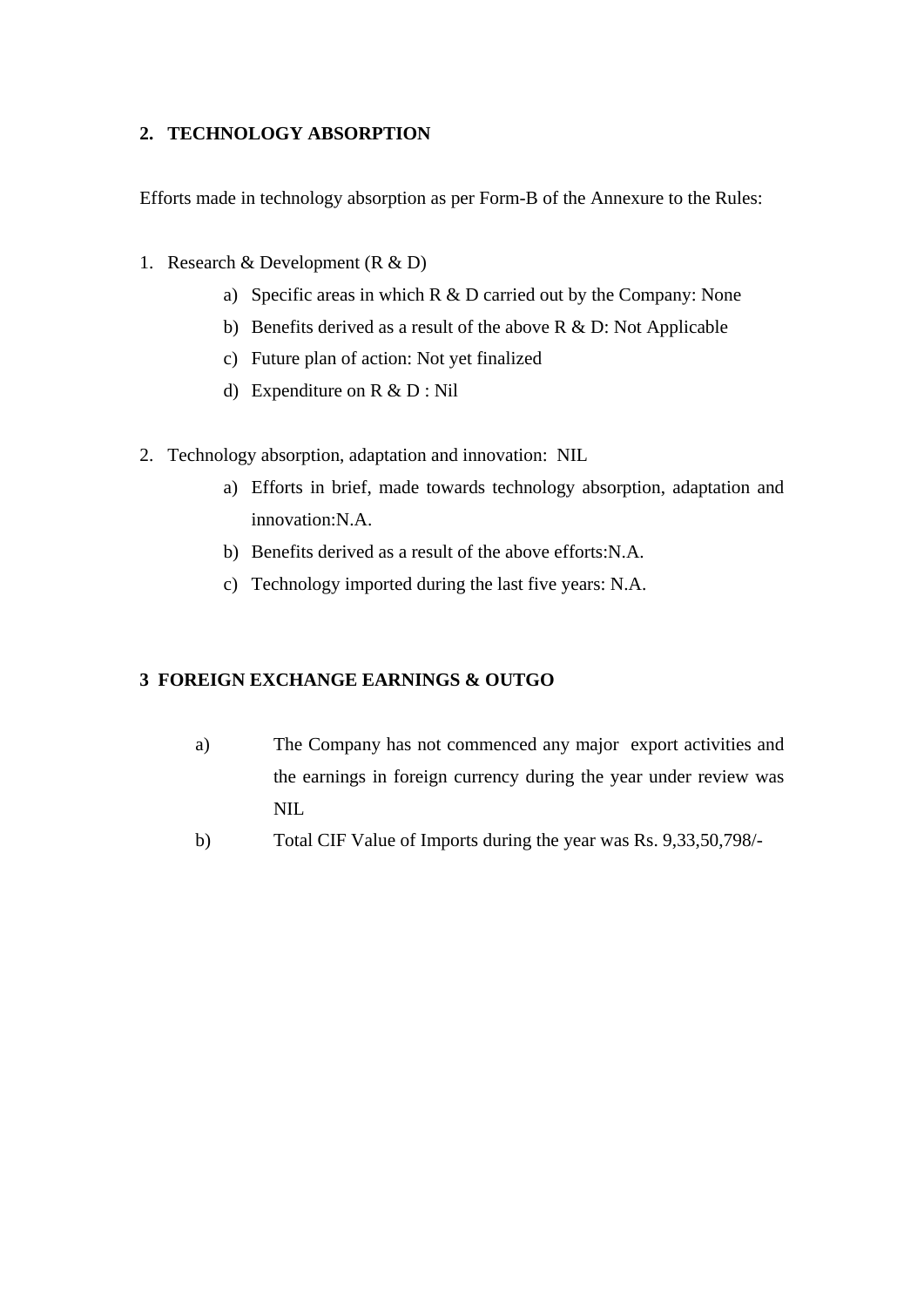## 2. TECHNOLOGY ABSORPTION

Efforts made in technology absorption as per Form-B of the Annexure to the Rules:

1. Research & Development (R & D)
   a) Specific areas in which R & D carried out by the Company: None
   b) Benefits derived as a result of the above R & D: Not Applicable
   c) Future plan of action: Not yet finalized
   d) Expenditure on R & D : Nil

2. Technology absorption, adaptation and innovation: NIL
   a) Efforts in brief, made towards technology absorption, adaptation and innovation:N.A.
   b) Benefits derived as a result of the above efforts:N.A.
   c) Technology imported during the last five years: N.A.

## 3 FOREIGN EXCHANGE EARNINGS & OUTGO

a) The Company has not commenced any major export activities and the earnings in foreign currency during the year under review was NIL

b) Total CIF Value of Imports during the year was Rs. 9,33,50,798/-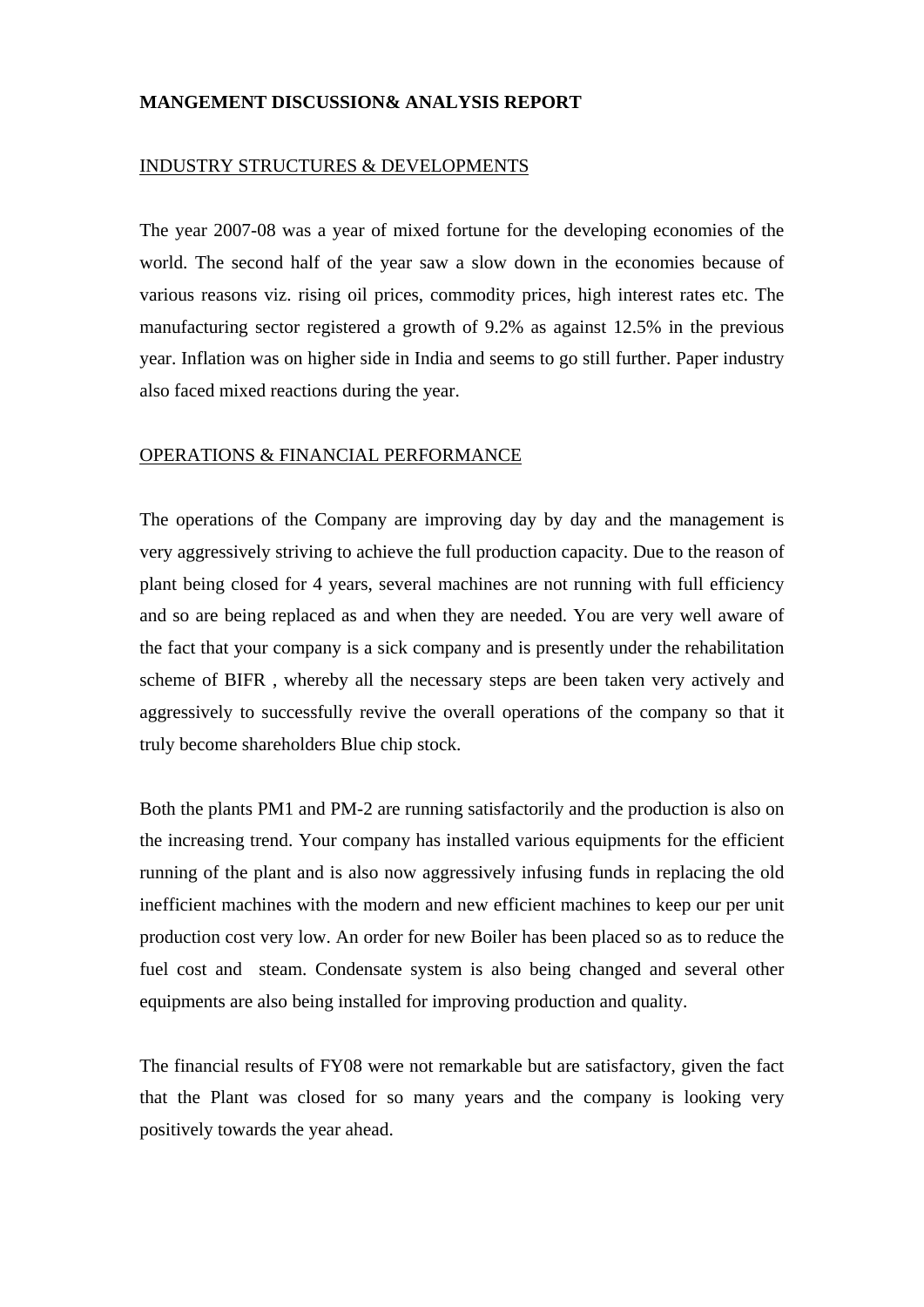**MANGEMENT DISCUSSION& ANALYSIS REPORT**

INDUSTRY STRUCTURES & DEVELOPMENTS

The year 2007-08 was a year of mixed fortune for the developing economies of the world. The second half of the year saw a slow down in the economies because of various reasons viz. rising oil prices, commodity prices, high interest rates etc. The manufacturing sector registered a growth of 9.2% as against 12.5% in the previous year. Inflation was on higher side in India and seems to go still further. Paper industry also faced mixed reactions during the year.

OPERATIONS & FINANCIAL PERFORMANCE

The operations of the Company are improving day by day and the management is very aggressively striving to achieve the full production capacity. Due to the reason of plant being closed for 4 years, several machines are not running with full efficiency and so are being replaced as and when they are needed. You are very well aware of the fact that your company is a sick company and is presently under the rehabilitation scheme of BIFR , whereby all the necessary steps are been taken very actively and aggressively to successfully revive the overall operations of the company so that it truly become shareholders Blue chip stock.

Both the plants PM1 and PM-2 are running satisfactorily and the production is also on the increasing trend. Your company has installed various equipments for the efficient running of the plant and is also now aggressively infusing funds in replacing the old inefficient machines with the modern and new efficient machines to keep our per unit production cost very low. An order for new Boiler has been placed so as to reduce the fuel cost and steam. Condensate system is also being changed and several other equipments are also being installed for improving production and quality.

The financial results of FY08 were not remarkable but are satisfactory, given the fact that the Plant was closed for so many years and the company is looking very positively towards the year ahead.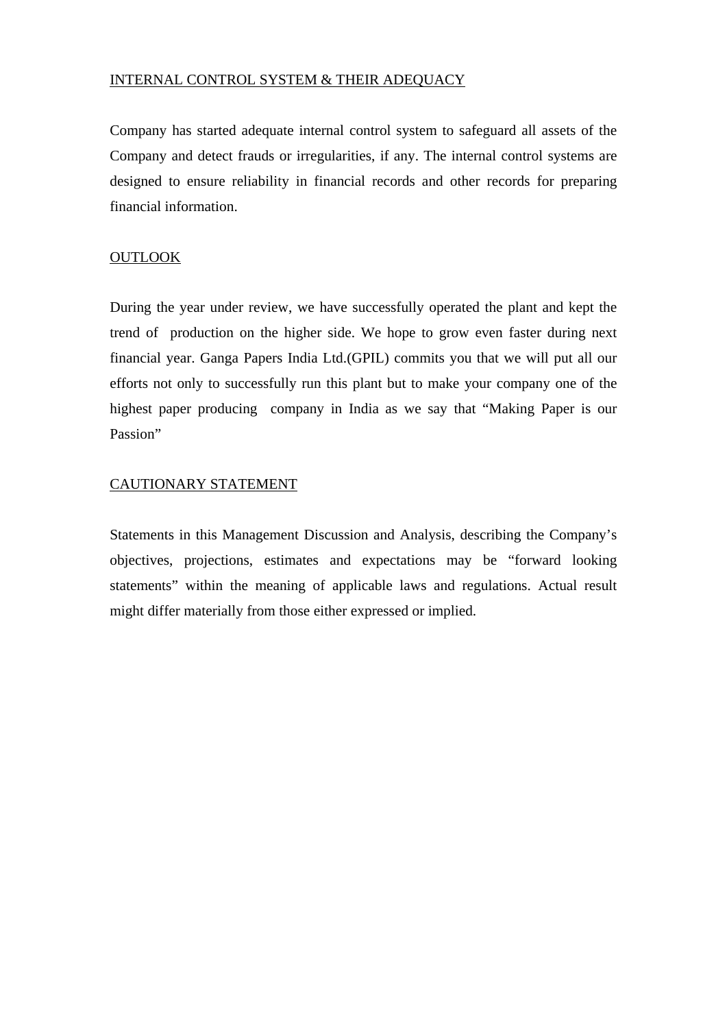## INTERNAL CONTROL SYSTEM & THEIR ADEQUACY

Company has started adequate internal control system to safeguard all assets of the Company and detect frauds or irregularities, if any. The internal control systems are designed to ensure reliability in financial records and other records for preparing financial information.

## OUTLOOK

During the year under review, we have successfully operated the plant and kept the trend of production on the higher side. We hope to grow even faster during next financial year. Ganga Papers India Ltd.(GPIL) commits you that we will put all our efforts not only to successfully run this plant but to make your company one of the highest paper producing company in India as we say that "Making Paper is our Passion"

## CAUTIONARY STATEMENT

Statements in this Management Discussion and Analysis, describing the Company's objectives, projections, estimates and expectations may be "forward looking statements" within the meaning of applicable laws and regulations. Actual result might differ materially from those either expressed or implied.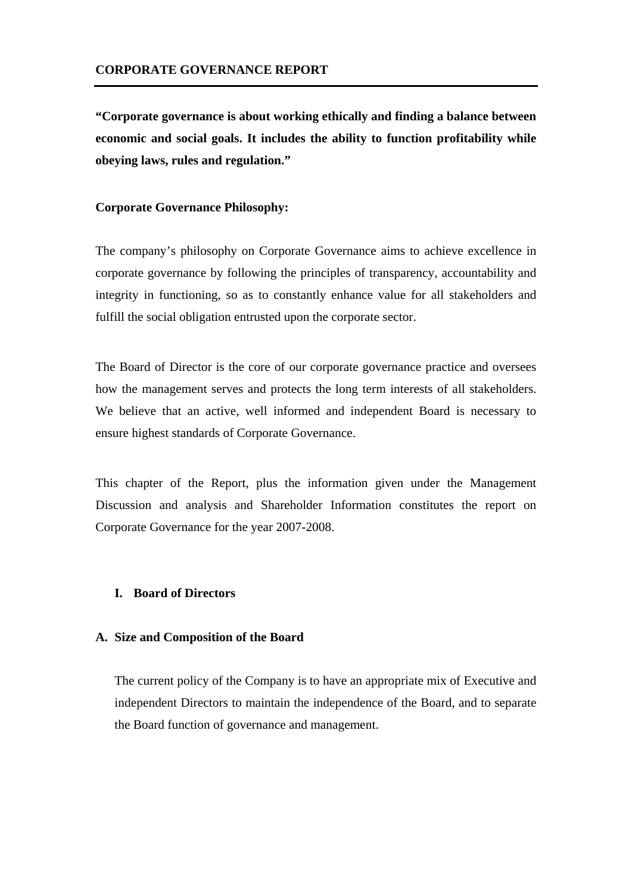# CORPORATE GOVERNANCE REPORT

**"Corporate governance is about working ethically and finding a balance between economic and social goals. It includes the ability to function profitability while obeying laws, rules and regulation."**

**Corporate Governance Philosophy:**

The company's philosophy on Corporate Governance aims to achieve excellence in corporate governance by following the principles of transparency, accountability and integrity in functioning, so as to constantly enhance value for all stakeholders and fulfill the social obligation entrusted upon the corporate sector.

The Board of Director is the core of our corporate governance practice and oversees how the management serves and protects the long term interests of all stakeholders. We believe that an active, well informed and independent Board is necessary to ensure highest standards of Corporate Governance.

This chapter of the Report, plus the information given under the Management Discussion and analysis and Shareholder Information constitutes the report on Corporate Governance for the year 2007-2008.

## I. Board of Directors

### A. Size and Composition of the Board

The current policy of the Company is to have an appropriate mix of Executive and independent Directors to maintain the independence of the Board, and to separate the Board function of governance and management.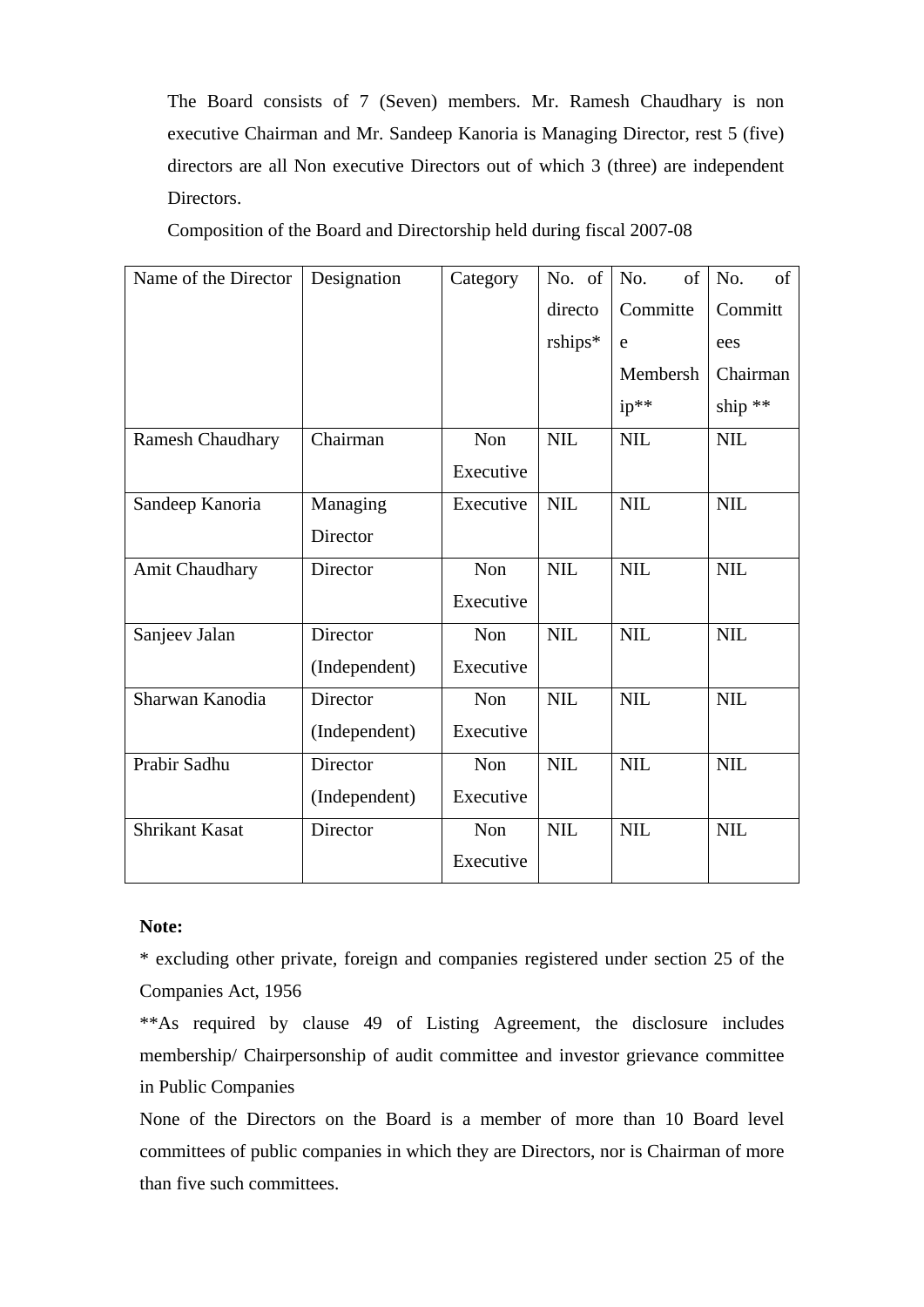The Board consists of 7 (Seven) members. Mr. Ramesh Chaudhary is non executive Chairman and Mr. Sandeep Kanoria is Managing Director, rest 5 (five) directors are all Non executive Directors out of which 3 (three) are independent Directors.

Composition of the Board and Directorship held during fiscal 2007-08

| Name of the Director | Designation | Category | No. of directorships* | No. of Committee Membership** | No. of Committees Chairmanship ** |
|---|---|---|---|---|---|
| Ramesh Chaudhary | Chairman | Non Executive | NIL | NIL | NIL |
| Sandeep Kanoria | Managing Director | Executive | NIL | NIL | NIL |
| Amit Chaudhary | Director | Non Executive | NIL | NIL | NIL |
| Sanjeev Jalan | Director (Independent) | Non Executive | NIL | NIL | NIL |
| Sharwan Kanodia | Director (Independent) | Non Executive | NIL | NIL | NIL |
| Prabir Sadhu | Director (Independent) | Non Executive | NIL | NIL | NIL |
| Shrikant Kasat | Director | Non Executive | NIL | NIL | NIL |

**Note:**

* excluding other private, foreign and companies registered under section 25 of the Companies Act, 1956

**As required by clause 49 of Listing Agreement, the disclosure includes membership/ Chairpersonship of audit committee and investor grievance committee in Public Companies

None of the Directors on the Board is a member of more than 10 Board level committees of public companies in which they are Directors, nor is Chairman of more than five such committees.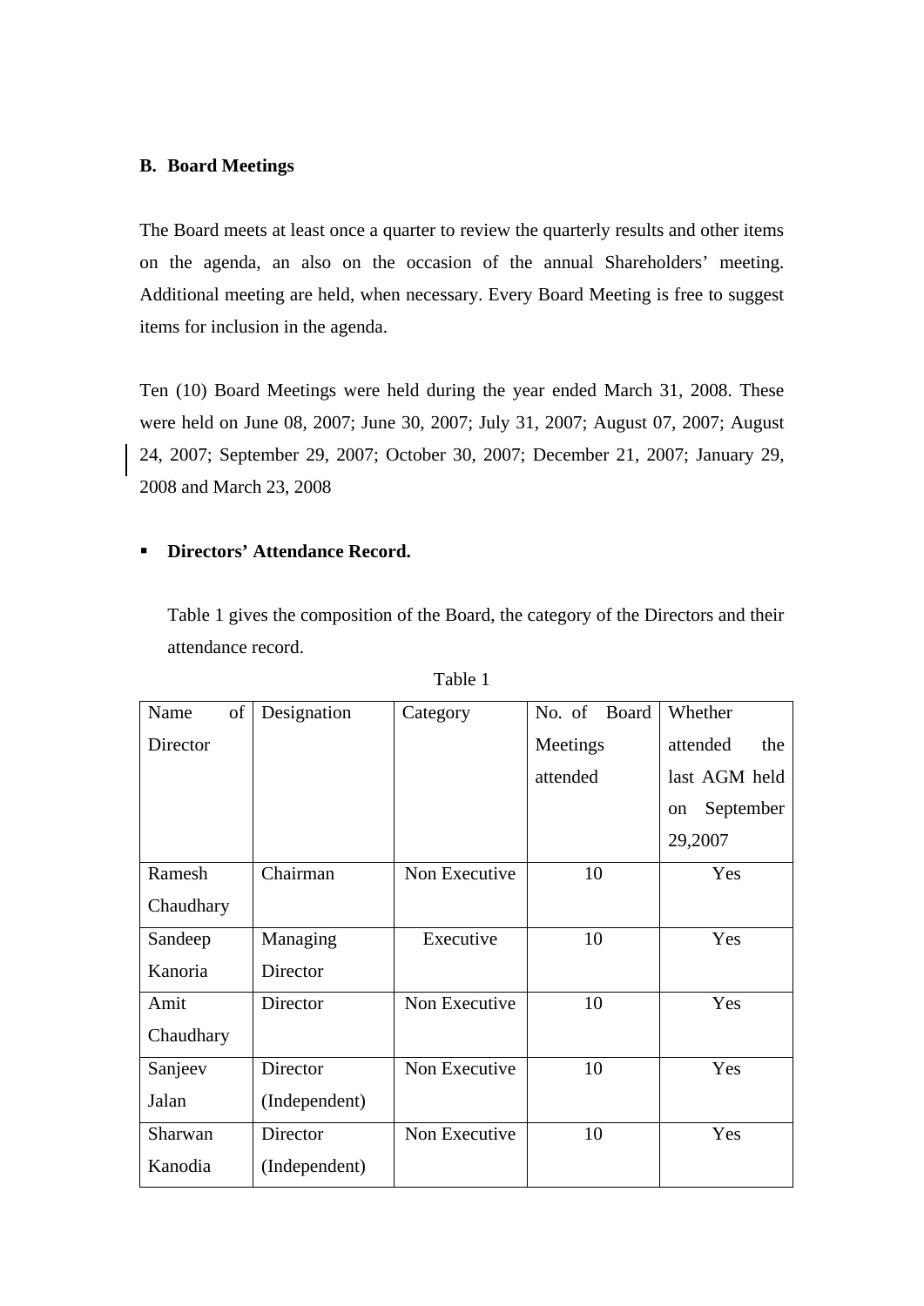**B. Board Meetings**

The Board meets at least once a quarter to review the quarterly results and other items on the agenda, an also on the occasion of the annual Shareholders' meeting. Additional meeting are held, when necessary. Every Board Meeting is free to suggest items for inclusion in the agenda.

Ten (10) Board Meetings were held during the year ended March 31, 2008. These were held on June 08, 2007; June 30, 2007; July 31, 2007; August 07, 2007; August 24, 2007; September 29, 2007; October 30, 2007; December 21, 2007; January 29, 2008 and March 23, 2008

- **Directors' Attendance Record.**

Table 1 gives the composition of the Board, the category of the Directors and their attendance record.

Table 1

| Name of Director | Designation | Category | No. of Board Meetings attended | Whether attended the last AGM held on September 29,2007 |
|---|---|---|---|---|
| Ramesh Chaudhary | Chairman | Non Executive | 10 | Yes |
| Sandeep Kanoria | Managing Director | Executive | 10 | Yes |
| Amit Chaudhary | Director | Non Executive | 10 | Yes |
| Sanjeev Jalan | Director (Independent) | Non Executive | 10 | Yes |
| Sharwan Kanodia | Director (Independent) | Non Executive | 10 | Yes |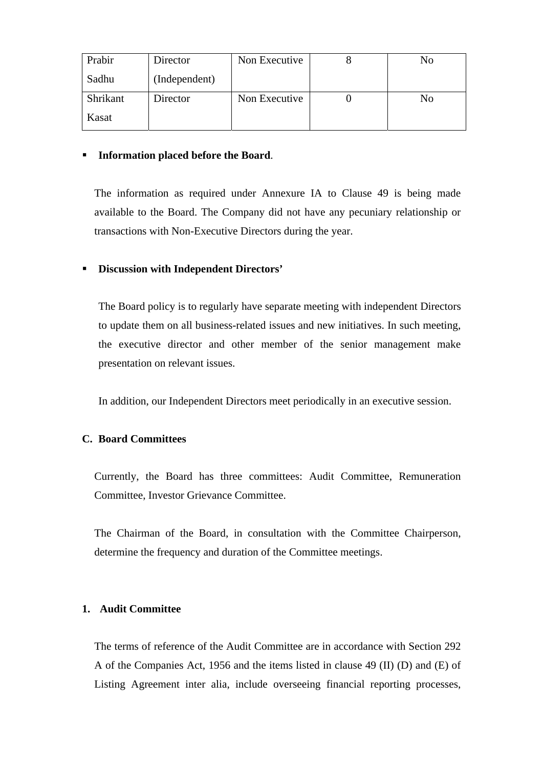| Prabir Sadhu | Director (Independent) | Non Executive | 8 | No |
|---|---|---|---|---|
| Shrikant Kasat | Director | Non Executive | 0 | No |

- **Information placed before the Board**.

The information as required under Annexure IA to Clause 49 is being made available to the Board. The Company did not have any pecuniary relationship or transactions with Non-Executive Directors during the year.

- **Discussion with Independent Directors'**

The Board policy is to regularly have separate meeting with independent Directors to update them on all business-related issues and new initiatives. In such meeting, the executive director and other member of the senior management make presentation on relevant issues.

In addition, our Independent Directors meet periodically in an executive session.

**C. Board Committees**

Currently, the Board has three committees: Audit Committee, Remuneration Committee, Investor Grievance Committee.

The Chairman of the Board, in consultation with the Committee Chairperson, determine the frequency and duration of the Committee meetings.

**1. Audit Committee**

The terms of reference of the Audit Committee are in accordance with Section 292 A of the Companies Act, 1956 and the items listed in clause 49 (II) (D) and (E) of Listing Agreement inter alia, include overseeing financial reporting processes,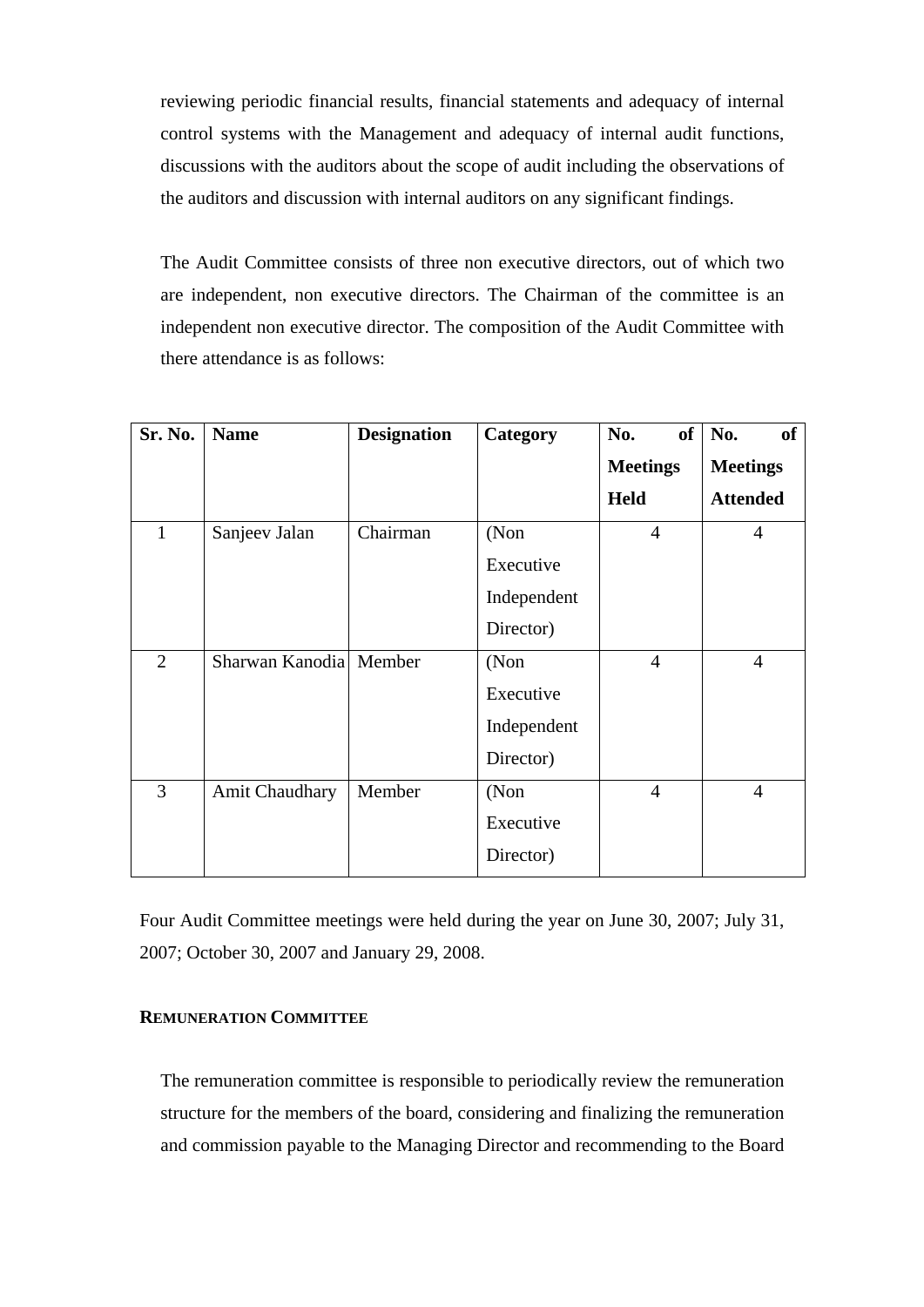reviewing periodic financial results, financial statements and adequacy of internal control systems with the Management and adequacy of internal audit functions, discussions with the auditors about the scope of audit including the observations of the auditors and discussion with internal auditors on any significant findings.

The Audit Committee consists of three non executive directors, out of which two are independent, non executive directors. The Chairman of the committee is an independent non executive director. The composition of the Audit Committee with there attendance is as follows:

| Sr. No. | Name | Designation | Category | No. of Meetings Held | No. of Meetings Attended |
|---|---|---|---|---|---|
| 1 | Sanjeev Jalan | Chairman | (Non Executive Independent Director) | 4 | 4 |
| 2 | Sharwan Kanodia | Member | (Non Executive Independent Director) | 4 | 4 |
| 3 | Amit Chaudhary | Member | (Non Executive Director) | 4 | 4 |

Four Audit Committee meetings were held during the year on June 30, 2007; July 31, 2007; October 30, 2007 and January 29, 2008.

**REMUNERATION COMMITTEE**

The remuneration committee is responsible to periodically review the remuneration structure for the members of the board, considering and finalizing the remuneration and commission payable to the Managing Director and recommending to the Board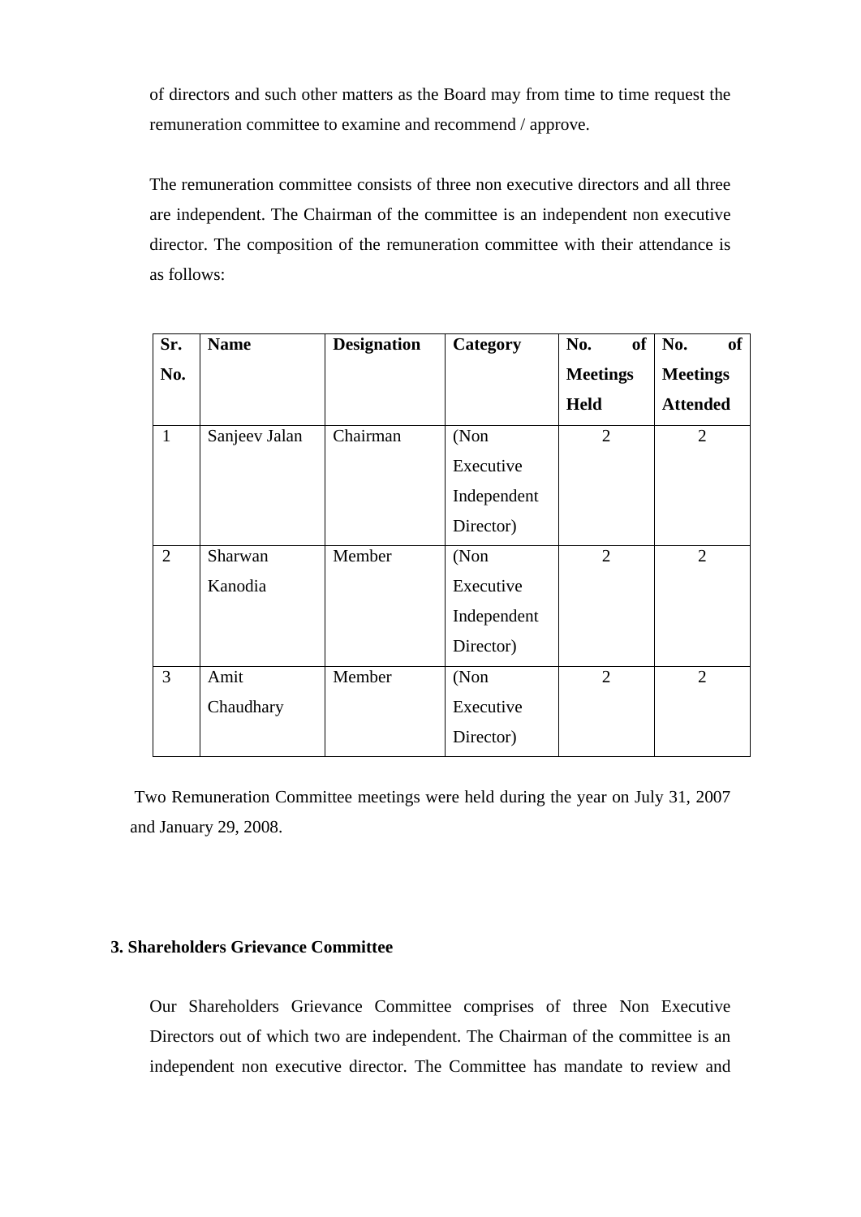of directors and such other matters as the Board may from time to time request the remuneration committee to examine and recommend / approve.

The remuneration committee consists of three non executive directors and all three are independent. The Chairman of the committee is an independent non executive director. The composition of the remuneration committee with their attendance is as follows:

| Sr. No. | Name | Designation | Category | No. of Meetings Held | No. of Meetings Attended |
|---|---|---|---|---|---|
| 1 | Sanjeev Jalan | Chairman | (Non Executive Independent Director) | 2 | 2 |
| 2 | Sharwan Kanodia | Member | (Non Executive Independent Director) | 2 | 2 |
| 3 | Amit Chaudhary | Member | (Non Executive Director) | 2 | 2 |

Two Remuneration Committee meetings were held during the year on July 31, 2007 and January 29, 2008.

**3. Shareholders Grievance Committee**

Our Shareholders Grievance Committee comprises of three Non Executive Directors out of which two are independent. The Chairman of the committee is an independent non executive director. The Committee has mandate to review and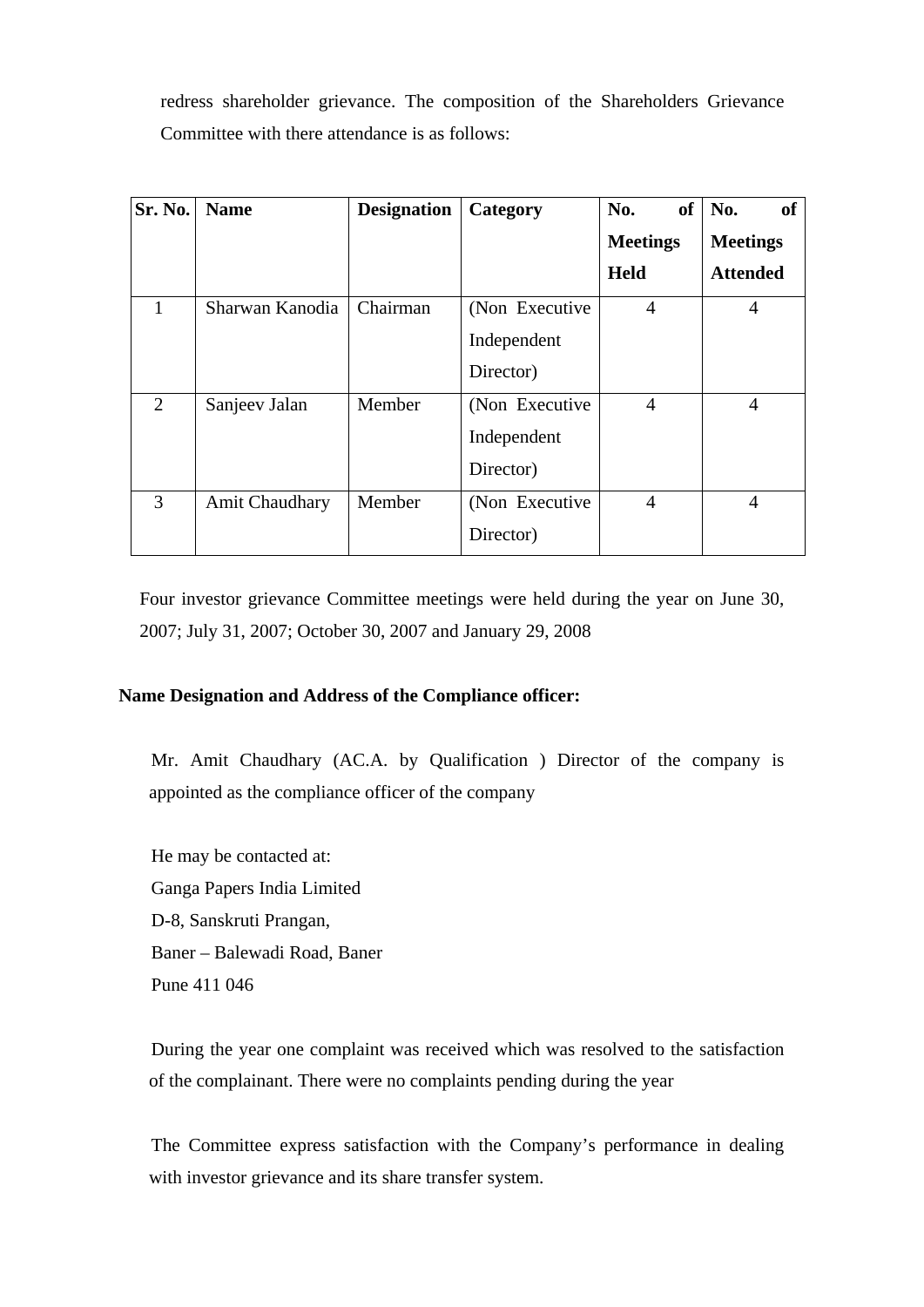redress shareholder grievance. The composition of the Shareholders Grievance Committee with there attendance is as follows:

| Sr. No. | Name | Designation | Category | No. of Meetings Held | No. of Meetings Attended |
|---|---|---|---|---|---|
| 1 | Sharwan Kanodia | Chairman | (Non Executive Independent Director) | 4 | 4 |
| 2 | Sanjeev Jalan | Member | (Non Executive Independent Director) | 4 | 4 |
| 3 | Amit Chaudhary | Member | (Non Executive Director) | 4 | 4 |

Four investor grievance Committee meetings were held during the year on June 30, 2007; July 31, 2007; October 30, 2007 and January 29, 2008

**Name Designation and Address of the Compliance officer:**

Mr. Amit Chaudhary (AC.A. by Qualification ) Director of the company is appointed as the compliance officer of the company

He may be contacted at:
Ganga Papers India Limited
D-8, Sanskruti Prangan,
Baner – Balewadi Road, Baner
Pune 411 046

During the year one complaint was received which was resolved to the satisfaction of the complainant. There were no complaints pending during the year

The Committee express satisfaction with the Company's performance in dealing with investor grievance and its share transfer system.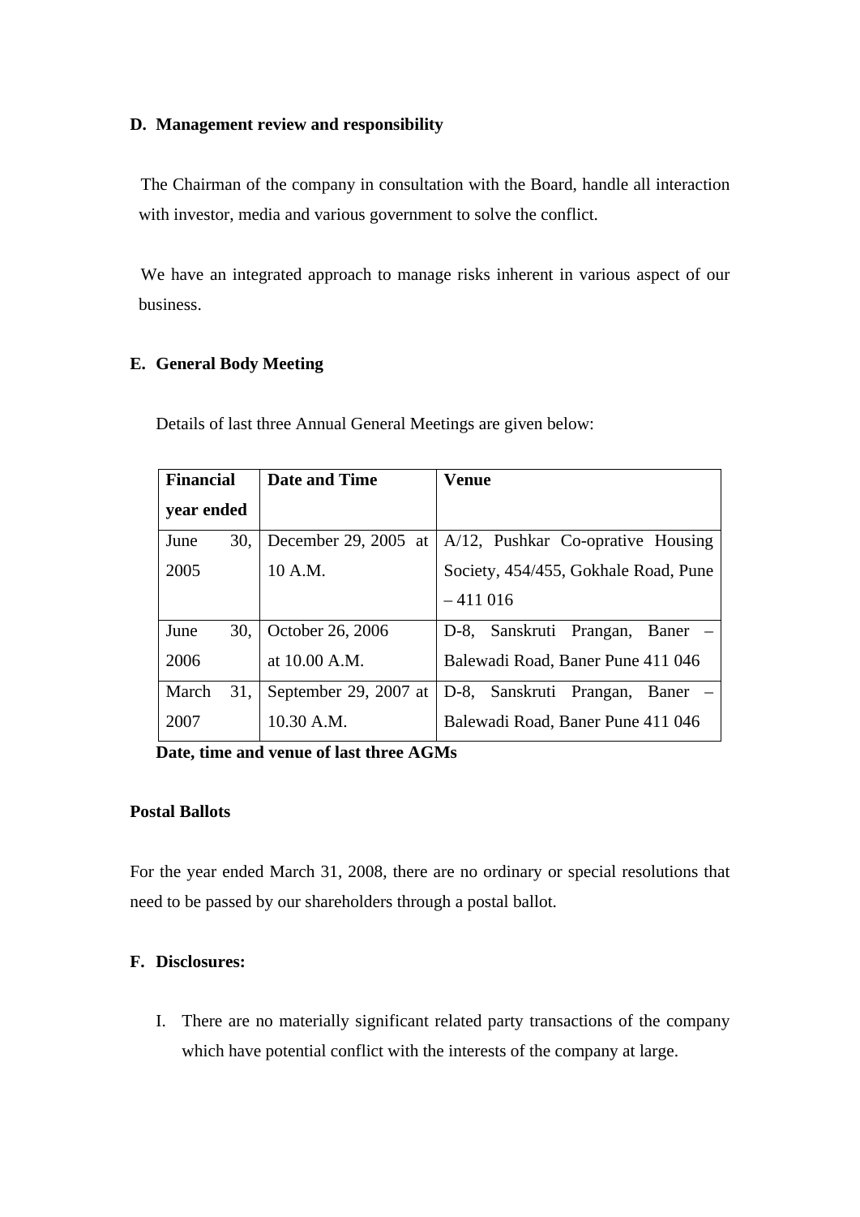**D. Management review and responsibility**

The Chairman of the company in consultation with the Board, handle all interaction with investor, media and various government to solve the conflict.

We have an integrated approach to manage risks inherent in various aspect of our business.

**E. General Body Meeting**

Details of last three Annual General Meetings are given below:

| **Financial year ended** | **Date and Time** | **Venue** |
|---|---|---|
| June 30, 2005 | December 29, 2005 at 10 A.M. | A/12, Pushkar Co-oprative Housing Society, 454/455, Gokhale Road, Pune – 411 016 |
| June 30, 2006 | October 26, 2006 at 10.00 A.M. | D-8, Sanskruti Prangan, Baner – Balewadi Road, Baner Pune 411 046 |
| March 31, 2007 | September 29, 2007 at 10.30 A.M. | D-8, Sanskruti Prangan, Baner – Balewadi Road, Baner Pune 411 046 |

**Date, time and venue of last three AGMs**

**Postal Ballots**

For the year ended March 31, 2008, there are no ordinary or special resolutions that need to be passed by our shareholders through a postal ballot.

**F. Disclosures:**

I. There are no materially significant related party transactions of the company which have potential conflict with the interests of the company at large.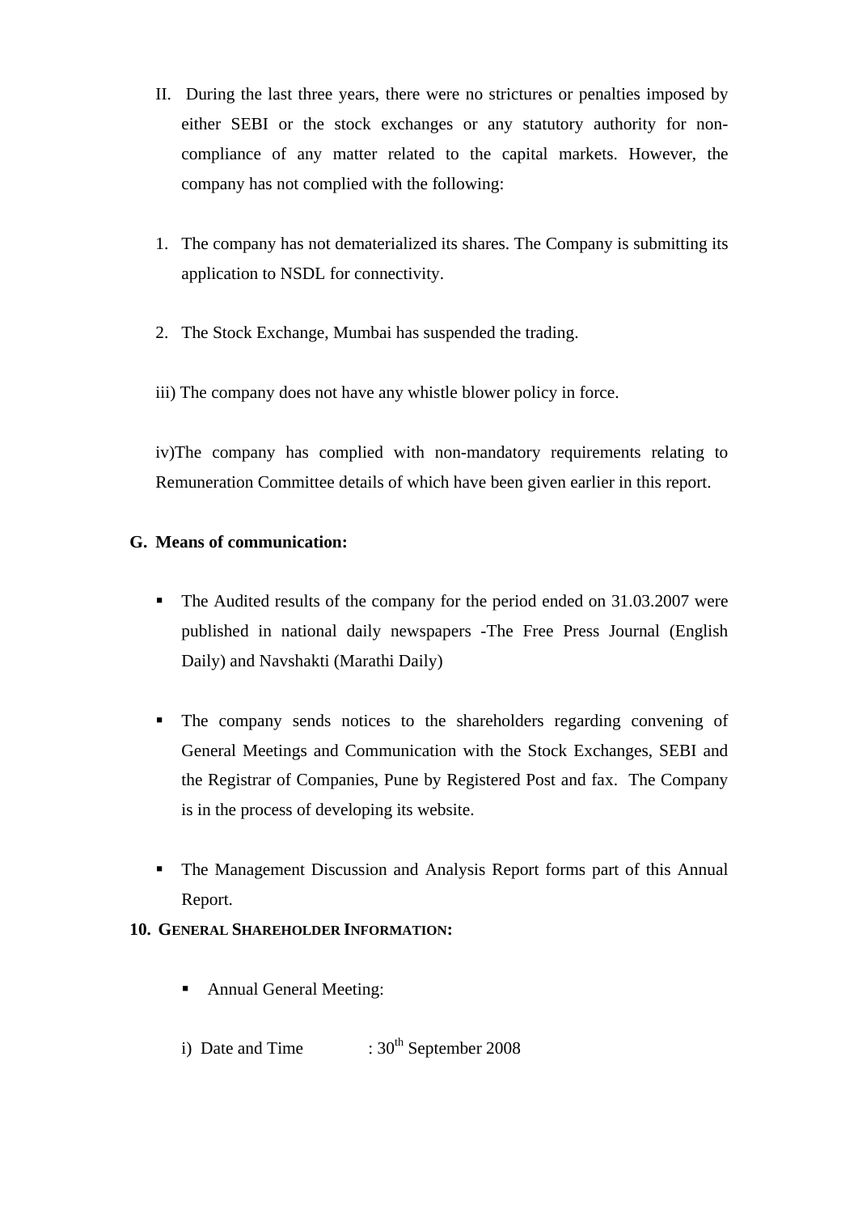II. During the last three years, there were no strictures or penalties imposed by either SEBI or the stock exchanges or any statutory authority for non-compliance of any matter related to the capital markets. However, the company has not complied with the following:

1. The company has not dematerialized its shares. The Company is submitting its application to NSDL for connectivity.

2. The Stock Exchange, Mumbai has suspended the trading.

iii) The company does not have any whistle blower policy in force.

iv)The company has complied with non-mandatory requirements relating to Remuneration Committee details of which have been given earlier in this report.

**G. Means of communication:**

- The Audited results of the company for the period ended on 31.03.2007 were published in national daily newspapers -The Free Press Journal (English Daily) and Navshakti (Marathi Daily)

- The company sends notices to the shareholders regarding convening of General Meetings and Communication with the Stock Exchanges, SEBI and the Registrar of Companies, Pune by Registered Post and fax. The Company is in the process of developing its website.

- The Management Discussion and Analysis Report forms part of this Annual Report.

**10. GENERAL SHAREHOLDER INFORMATION:**

- Annual General Meeting:

i) Date and Time : 30th September 2008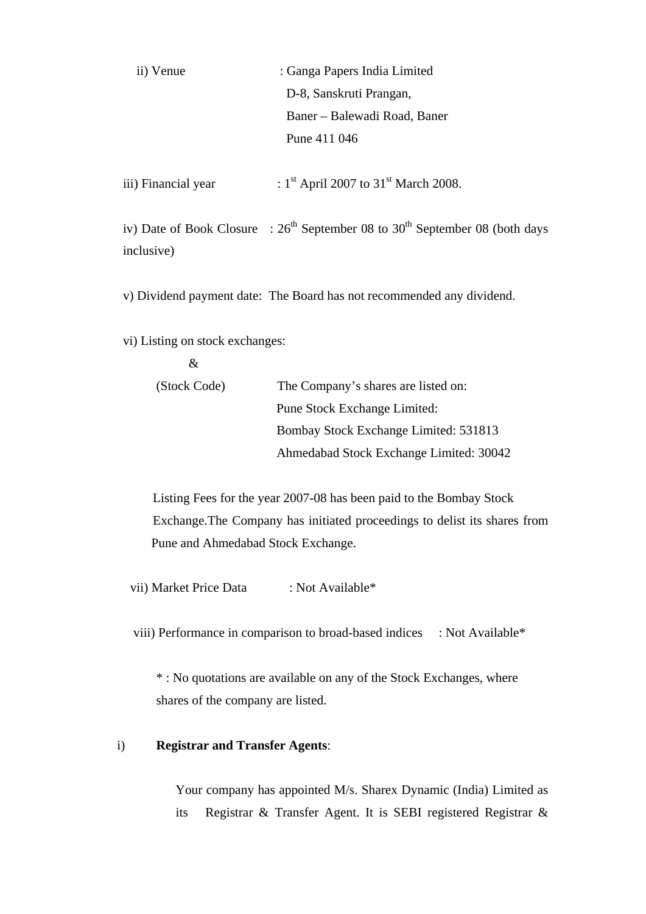ii) Venue : Ganga Papers India Limited
D-8, Sanskruti Prangan,
Baner – Balewadi Road, Baner
Pune 411 046

iii) Financial year : 1st April 2007 to 31st March 2008.

iv) Date of Book Closure : 26th September 08 to 30th September 08 (both days inclusive)

v) Dividend payment date: The Board has not recommended any dividend.

vi) Listing on stock exchanges:
&
(Stock Code) The Company's shares are listed on:
Pune Stock Exchange Limited:
Bombay Stock Exchange Limited: 531813
Ahmedabad Stock Exchange Limited: 30042

Listing Fees for the year 2007-08 has been paid to the Bombay Stock Exchange.The Company has initiated proceedings to delist its shares from Pune and Ahmedabad Stock Exchange.

vii) Market Price Data : Not Available*

viii) Performance in comparison to broad-based indices : Not Available*

* : No quotations are available on any of the Stock Exchanges, where shares of the company are listed.

i) **Registrar and Transfer Agents**:

Your company has appointed M/s. Sharex Dynamic (India) Limited as its Registrar & Transfer Agent. It is SEBI registered Registrar &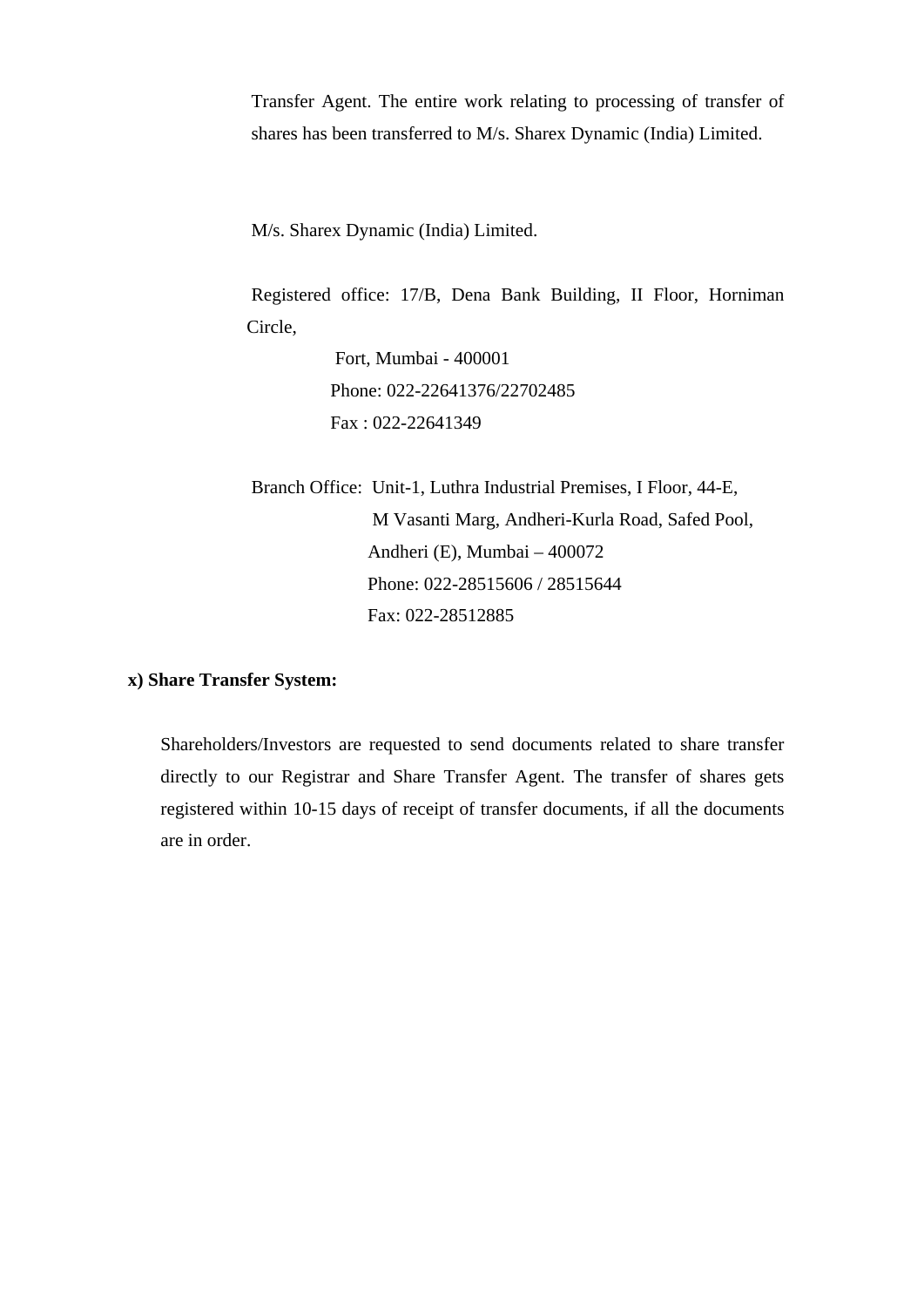Transfer Agent. The entire work relating to processing of transfer of shares has been transferred to M/s. Sharex Dynamic (India) Limited.

M/s. Sharex Dynamic (India) Limited.

Registered office: 17/B, Dena Bank Building, II Floor, Horniman Circle,
Fort, Mumbai - 400001
Phone: 022-22641376/22702485
Fax : 022-22641349

Branch Office: Unit-1, Luthra Industrial Premises, I Floor, 44-E,
M Vasanti Marg, Andheri-Kurla Road, Safed Pool,
Andheri (E), Mumbai – 400072
Phone: 022-28515606 / 28515644
Fax: 022-28512885

**x) Share Transfer System:**

Shareholders/Investors are requested to send documents related to share transfer directly to our Registrar and Share Transfer Agent. The transfer of shares gets registered within 10-15 days of receipt of transfer documents, if all the documents are in order.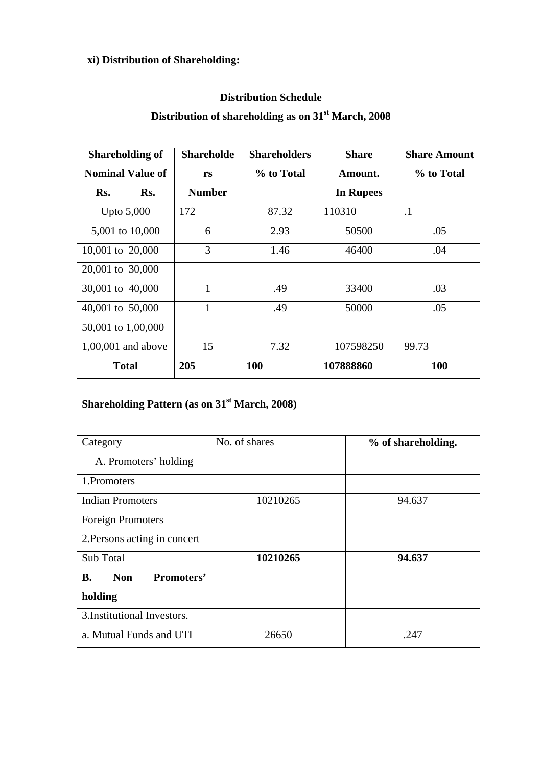**xi) Distribution of Shareholding:**

**Distribution Schedule**

**Distribution of shareholding as on 31st March, 2008**

| Shareholding of Nominal Value of Rs. Rs. | Shareholders Number | Shareholders % to Total | Share Amount. In Rupees | Share Amount % to Total |
|---|---|---|---|---|
| Upto 5,000 | 172 | 87.32 | 110310 | .1 |
| 5,001 to 10,000 | 6 | 2.93 | 50500 | .05 |
| 10,001 to 20,000 | 3 | 1.46 | 46400 | .04 |
| 20,001 to 30,000 | | | | |
| 30,001 to 40,000 | 1 | .49 | 33400 | .03 |
| 40,001 to 50,000 | 1 | .49 | 50000 | .05 |
| 50,001 to 1,00,000 | | | | |
| 1,00,001 and above | 15 | 7.32 | 107598250 | 99.73 |
| **Total** | **205** | **100** | **107888860** | **100** |

**Shareholding Pattern (as on 31st March, 2008)**

| Category | No. of shares | **% of shareholding.** |
|---|---|---|
| A. Promoters' holding | | |
| 1.Promoters | | |
| Indian Promoters | 10210265 | 94.637 |
| Foreign Promoters | | |
| 2.Persons acting in concert | | |
| Sub Total | **10210265** | **94.637** |
| **B. Non Promoters' holding** | | |
| 3.Institutional Investors. | | |
| a. Mutual Funds and UTI | 26650 | .247 |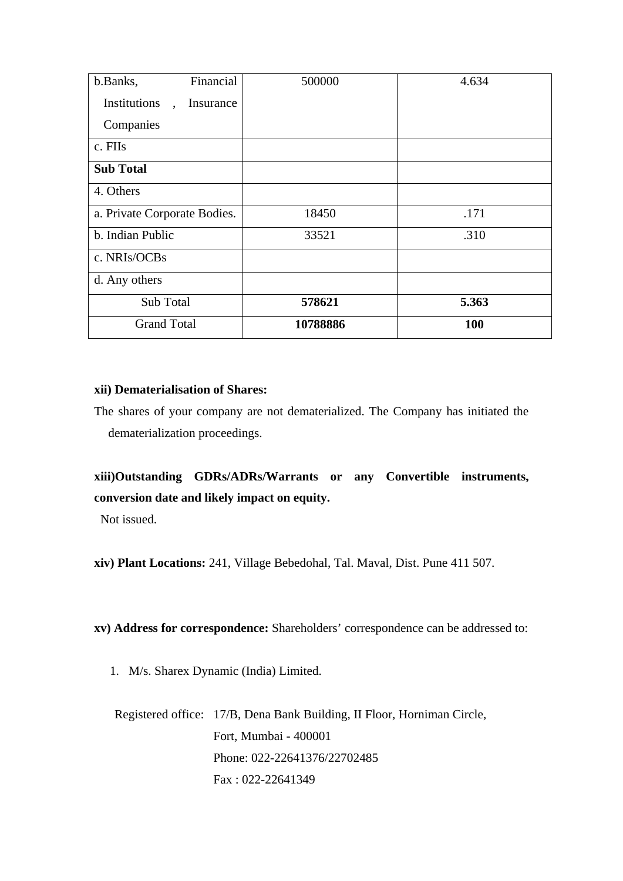| | | |
|---|---|---|
| b.Banks, Financial Institutions , Insurance Companies | 500000 | 4.634 |
| c. FIIs | | |
| **Sub Total** | | |
| 4. Others | | |
| a. Private Corporate Bodies. | 18450 | .171 |
| b. Indian Public | 33521 | .310 |
| c. NRIs/OCBs | | |
| d. Any others | | |
| Sub Total | **578621** | **5.363** |
| Grand Total | **10788886** | **100** |

**xii) Dematerialisation of Shares:**

The shares of your company are not dematerialized. The Company has initiated the dematerialization proceedings.

**xiii)Outstanding GDRs/ADRs/Warrants or any Convertible instruments, conversion date and likely impact on equity.**

Not issued.

**xiv) Plant Locations:** 241, Village Bebedohal, Tal. Maval, Dist. Pune 411 507.

**xv) Address for correspondence:** Shareholders' correspondence can be addressed to:

1. M/s. Sharex Dynamic (India) Limited.

Registered office: 17/B, Dena Bank Building, II Floor, Horniman Circle,
Fort, Mumbai - 400001
Phone: 022-22641376/22702485
Fax : 022-22641349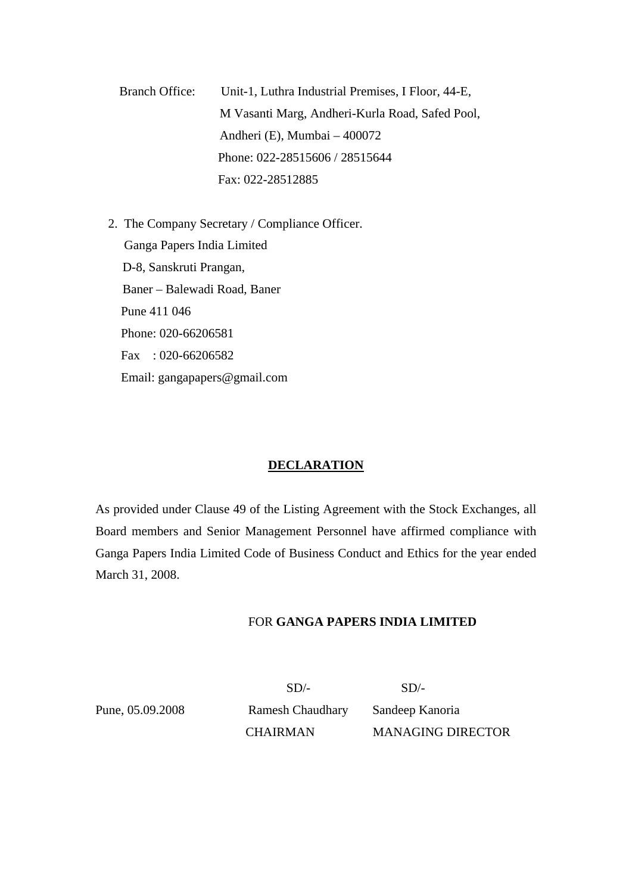Branch Office: Unit-1, Luthra Industrial Premises, I Floor, 44-E,
M Vasanti Marg, Andheri-Kurla Road, Safed Pool,
Andheri (E), Mumbai – 400072
Phone: 022-28515606 / 28515644
Fax: 022-28512885

2. The Company Secretary / Compliance Officer.
   Ganga Papers India Limited
   D-8, Sanskruti Prangan,
   Baner – Balewadi Road, Baner
   Pune 411 046
   Phone: 020-66206581
   Fax : 020-66206582
   Email: gangapapers@gmail.com

## DECLARATION

As provided under Clause 49 of the Listing Agreement with the Stock Exchanges, all Board members and Senior Management Personnel have affirmed compliance with Ganga Papers India Limited Code of Business Conduct and Ethics for the year ended March 31, 2008.

FOR **GANGA PAPERS INDIA LIMITED**

| | SD/- | SD/- |
|---|---|---|
| Pune, 05.09.2008 | Ramesh Chaudhary | Sandeep Kanoria |
| | CHAIRMAN | MANAGING DIRECTOR |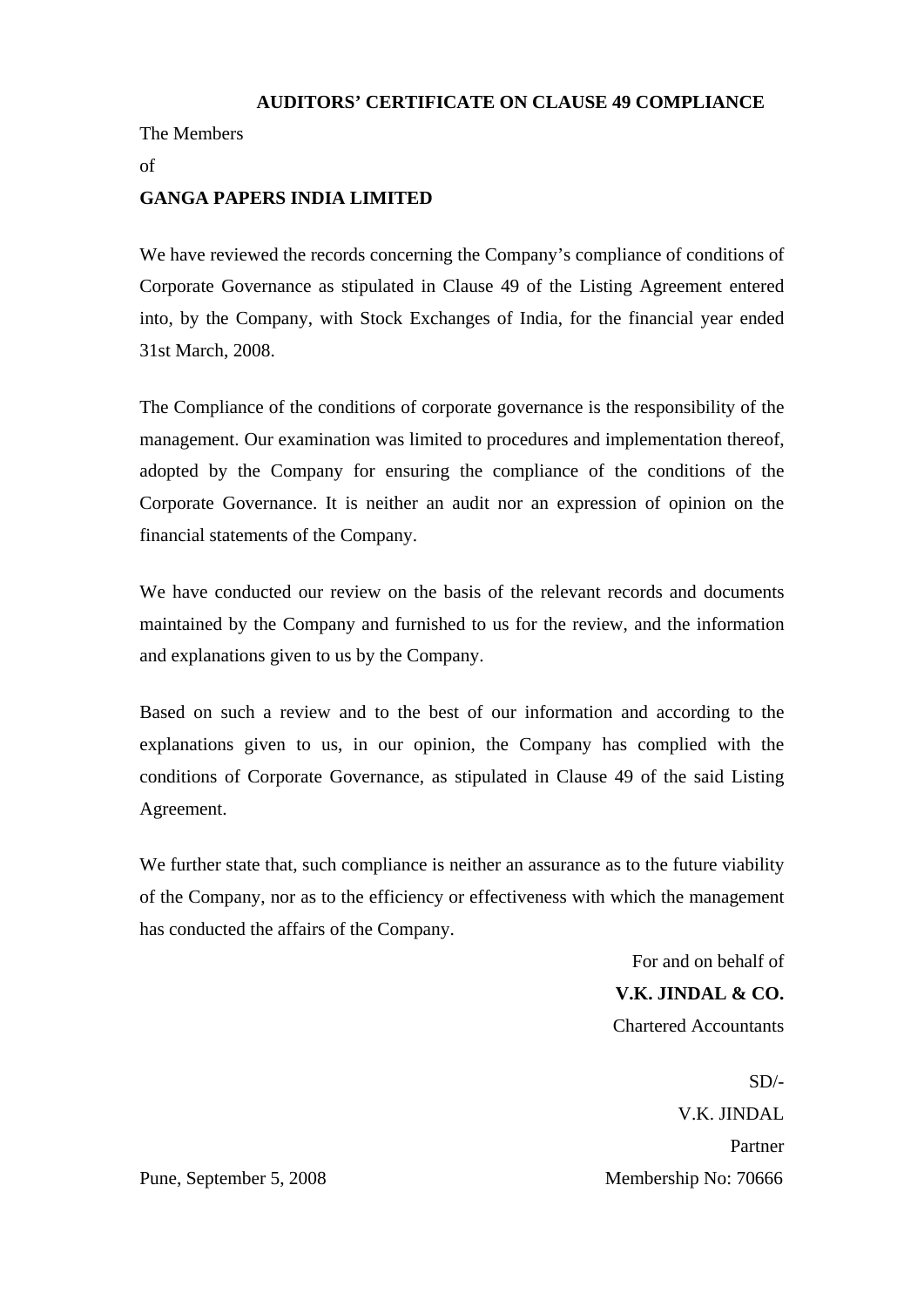# AUDITORS' CERTIFICATE ON CLAUSE 49 COMPLIANCE

The Members

of

**GANGA PAPERS INDIA LIMITED**

We have reviewed the records concerning the Company's compliance of conditions of Corporate Governance as stipulated in Clause 49 of the Listing Agreement entered into, by the Company, with Stock Exchanges of India, for the financial year ended 31st March, 2008.

The Compliance of the conditions of corporate governance is the responsibility of the management. Our examination was limited to procedures and implementation thereof, adopted by the Company for ensuring the compliance of the conditions of the Corporate Governance. It is neither an audit nor an expression of opinion on the financial statements of the Company.

We have conducted our review on the basis of the relevant records and documents maintained by the Company and furnished to us for the review, and the information and explanations given to us by the Company.

Based on such a review and to the best of our information and according to the explanations given to us, in our opinion, the Company has complied with the conditions of Corporate Governance, as stipulated in Clause 49 of the said Listing Agreement.

We further state that, such compliance is neither an assurance as to the future viability of the Company, nor as to the efficiency or effectiveness with which the management has conducted the affairs of the Company.

For and on behalf of

**V.K. JINDAL & CO.**

Chartered Accountants

SD/-

V.K. JINDAL

Partner

Pune, September 5, 2008

Membership No: 70666